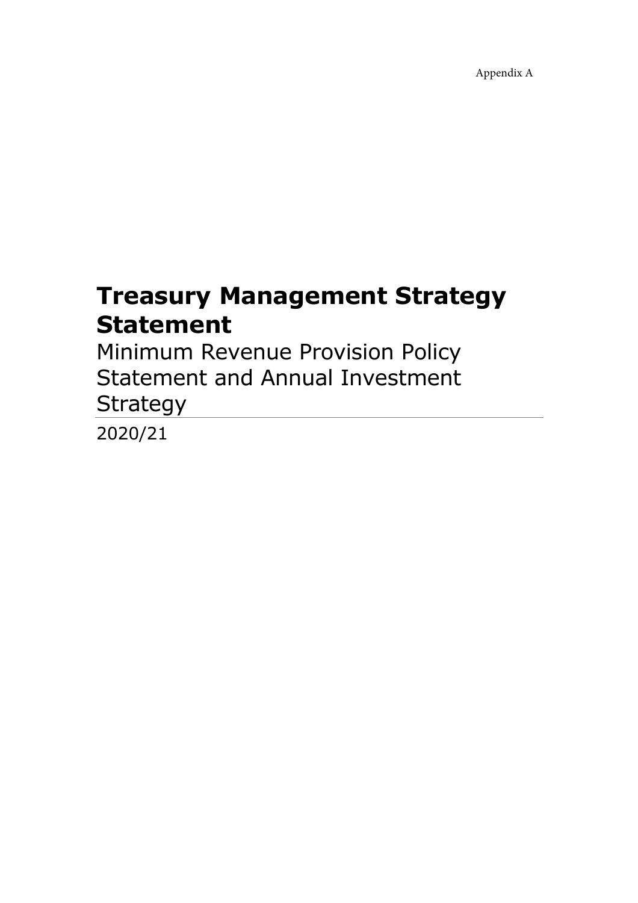Appendix A

# Treasury Management Strategy Statement

## Minimum Revenue Provision Policy Statement and Annual Investment Strategy

2020/21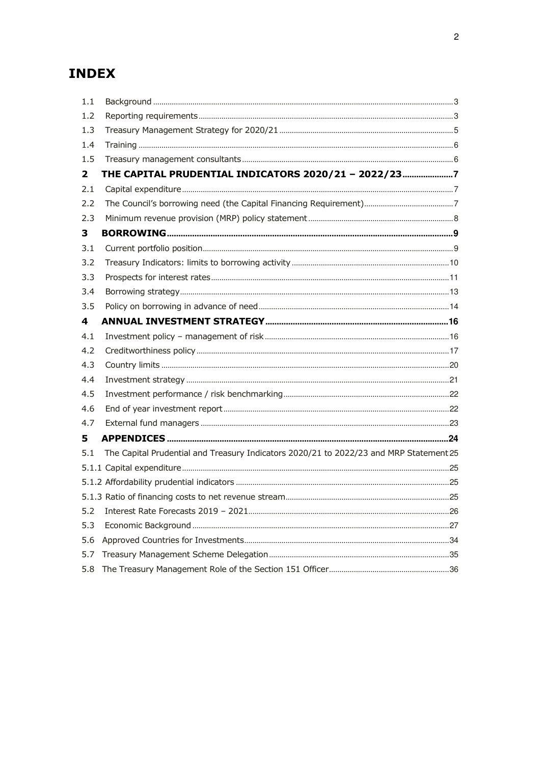# INDEX

| | | |
|---|---|---|
| 1.1 | Background | 3 |
| 1.2 | Reporting requirements | 3 |
| 1.3 | Treasury Management Strategy for 2020/21 | 5 |
| 1.4 | Training | 6 |
| 1.5 | Treasury management consultants | 6 |
| **2** | **THE CAPITAL PRUDENTIAL INDICATORS 2020/21 – 2022/23** | **7** |
| 2.1 | Capital expenditure | 7 |
| 2.2 | The Council's borrowing need (the Capital Financing Requirement) | 7 |
| 2.3 | Minimum revenue provision (MRP) policy statement | 8 |
| **3** | **BORROWING** | **9** |
| 3.1 | Current portfolio position | 9 |
| 3.2 | Treasury Indicators: limits to borrowing activity | 10 |
| 3.3 | Prospects for interest rates | 11 |
| 3.4 | Borrowing strategy | 13 |
| 3.5 | Policy on borrowing in advance of need | 14 |
| **4** | **ANNUAL INVESTMENT STRATEGY** | **16** |
| 4.1 | Investment policy – management of risk | 16 |
| 4.2 | Creditworthiness policy | 17 |
| 4.3 | Country limits | 20 |
| 4.4 | Investment strategy | 21 |
| 4.5 | Investment performance / risk benchmarking | 22 |
| 4.6 | End of year investment report | 22 |
| 4.7 | External fund managers | 23 |
| **5** | **APPENDICES** | **24** |
| 5.1 | The Capital Prudential and Treasury Indicators 2020/21 to 2022/23 and MRP Statement | 25 |
| 5.1.1 | Capital expenditure | 25 |
| 5.1.2 | Affordability prudential indicators | 25 |
| 5.1.3 | Ratio of financing costs to net revenue stream | 25 |
| 5.2 | Interest Rate Forecasts 2019 – 2021 | 26 |
| 5.3 | Economic Background | 27 |
| 5.6 | Approved Countries for Investments | 34 |
| 5.7 | Treasury Management Scheme Delegation | 35 |
| 5.8 | The Treasury Management Role of the Section 151 Officer | 36 |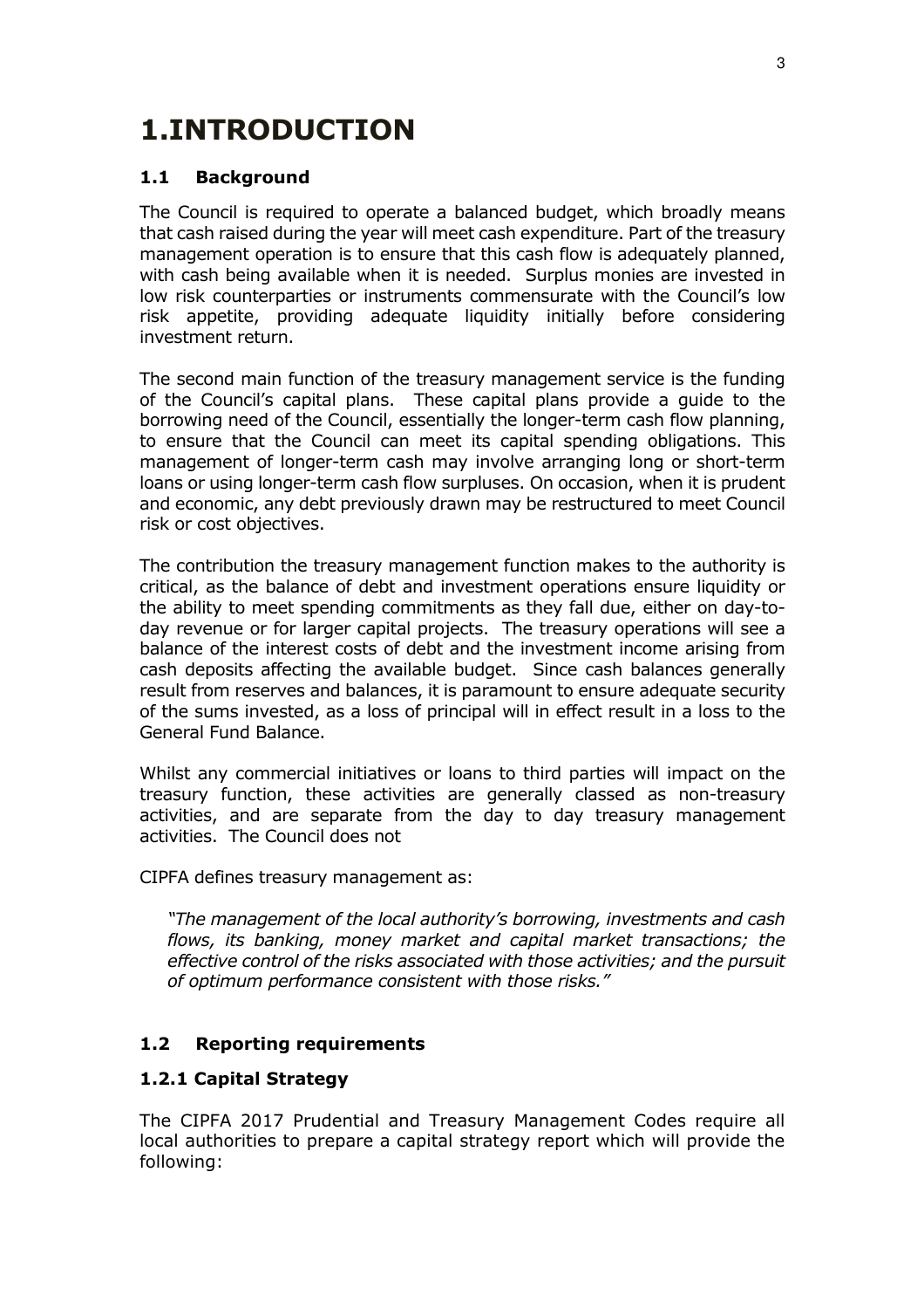# 1.INTRODUCTION

## 1.1 Background

The Council is required to operate a balanced budget, which broadly means that cash raised during the year will meet cash expenditure. Part of the treasury management operation is to ensure that this cash flow is adequately planned, with cash being available when it is needed. Surplus monies are invested in low risk counterparties or instruments commensurate with the Council's low risk appetite, providing adequate liquidity initially before considering investment return.

The second main function of the treasury management service is the funding of the Council's capital plans. These capital plans provide a guide to the borrowing need of the Council, essentially the longer-term cash flow planning, to ensure that the Council can meet its capital spending obligations. This management of longer-term cash may involve arranging long or short-term loans or using longer-term cash flow surpluses. On occasion, when it is prudent and economic, any debt previously drawn may be restructured to meet Council risk or cost objectives.

The contribution the treasury management function makes to the authority is critical, as the balance of debt and investment operations ensure liquidity or the ability to meet spending commitments as they fall due, either on day-to-day revenue or for larger capital projects. The treasury operations will see a balance of the interest costs of debt and the investment income arising from cash deposits affecting the available budget. Since cash balances generally result from reserves and balances, it is paramount to ensure adequate security of the sums invested, as a loss of principal will in effect result in a loss to the General Fund Balance.

Whilst any commercial initiatives or loans to third parties will impact on the treasury function, these activities are generally classed as non-treasury activities, and are separate from the day to day treasury management activities. The Council does not

CIPFA defines treasury management as:

> *"The management of the local authority's borrowing, investments and cash flows, its banking, money market and capital market transactions; the effective control of the risks associated with those activities; and the pursuit of optimum performance consistent with those risks."*

## 1.2 Reporting requirements

### 1.2.1 Capital Strategy

The CIPFA 2017 Prudential and Treasury Management Codes require all local authorities to prepare a capital strategy report which will provide the following: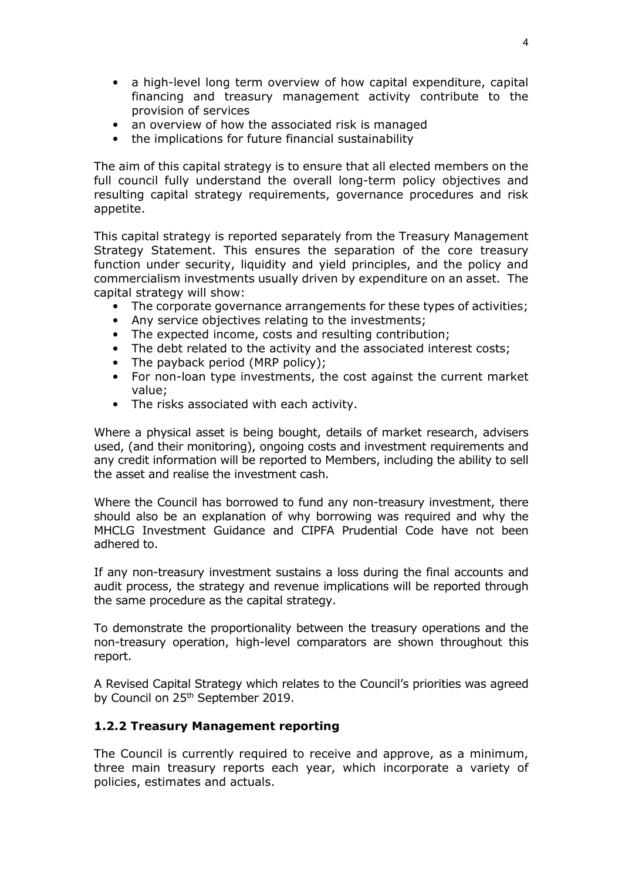- a high-level long term overview of how capital expenditure, capital financing and treasury management activity contribute to the provision of services
- an overview of how the associated risk is managed
- the implications for future financial sustainability

The aim of this capital strategy is to ensure that all elected members on the full council fully understand the overall long-term policy objectives and resulting capital strategy requirements, governance procedures and risk appetite.

This capital strategy is reported separately from the Treasury Management Strategy Statement. This ensures the separation of the core treasury function under security, liquidity and yield principles, and the policy and commercialism investments usually driven by expenditure on an asset. The capital strategy will show:

- The corporate governance arrangements for these types of activities;
- Any service objectives relating to the investments;
- The expected income, costs and resulting contribution;
- The debt related to the activity and the associated interest costs;
- The payback period (MRP policy);
- For non-loan type investments, the cost against the current market value;
- The risks associated with each activity.

Where a physical asset is being bought, details of market research, advisers used, (and their monitoring), ongoing costs and investment requirements and any credit information will be reported to Members, including the ability to sell the asset and realise the investment cash.

Where the Council has borrowed to fund any non-treasury investment, there should also be an explanation of why borrowing was required and why the MHCLG Investment Guidance and CIPFA Prudential Code have not been adhered to.

If any non-treasury investment sustains a loss during the final accounts and audit process, the strategy and revenue implications will be reported through the same procedure as the capital strategy.

To demonstrate the proportionality between the treasury operations and the non-treasury operation, high-level comparators are shown throughout this report.

A Revised Capital Strategy which relates to the Council's priorities was agreed by Council on 25th September 2019.

### 1.2.2 Treasury Management reporting

The Council is currently required to receive and approve, as a minimum, three main treasury reports each year, which incorporate a variety of policies, estimates and actuals.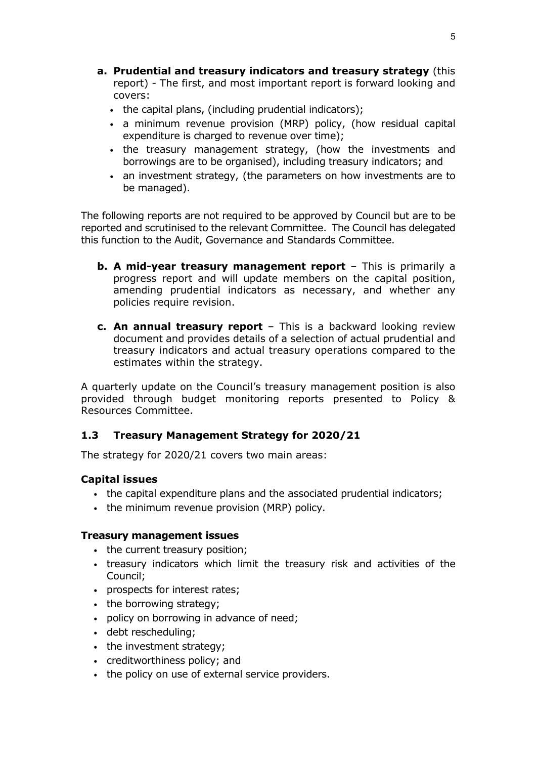a. **Prudential and treasury indicators and treasury strategy** (this report) - The first, and most important report is forward looking and covers:
   - the capital plans, (including prudential indicators);
   - a minimum revenue provision (MRP) policy, (how residual capital expenditure is charged to revenue over time);
   - the treasury management strategy, (how the investments and borrowings are to be organised), including treasury indicators; and
   - an investment strategy, (the parameters on how investments are to be managed).

The following reports are not required to be approved by Council but are to be reported and scrutinised to the relevant Committee. The Council has delegated this function to the Audit, Governance and Standards Committee.

b. **A mid-year treasury management report** – This is primarily a progress report and will update members on the capital position, amending prudential indicators as necessary, and whether any policies require revision.

c. **An annual treasury report** – This is a backward looking review document and provides details of a selection of actual prudential and treasury indicators and actual treasury operations compared to the estimates within the strategy.

A quarterly update on the Council's treasury management position is also provided through budget monitoring reports presented to Policy & Resources Committee.

### 1.3 Treasury Management Strategy for 2020/21

The strategy for 2020/21 covers two main areas:

**Capital issues**

- the capital expenditure plans and the associated prudential indicators;
- the minimum revenue provision (MRP) policy.

**Treasury management issues**

- the current treasury position;
- treasury indicators which limit the treasury risk and activities of the Council;
- prospects for interest rates;
- the borrowing strategy;
- policy on borrowing in advance of need;
- debt rescheduling;
- the investment strategy;
- creditworthiness policy; and
- the policy on use of external service providers.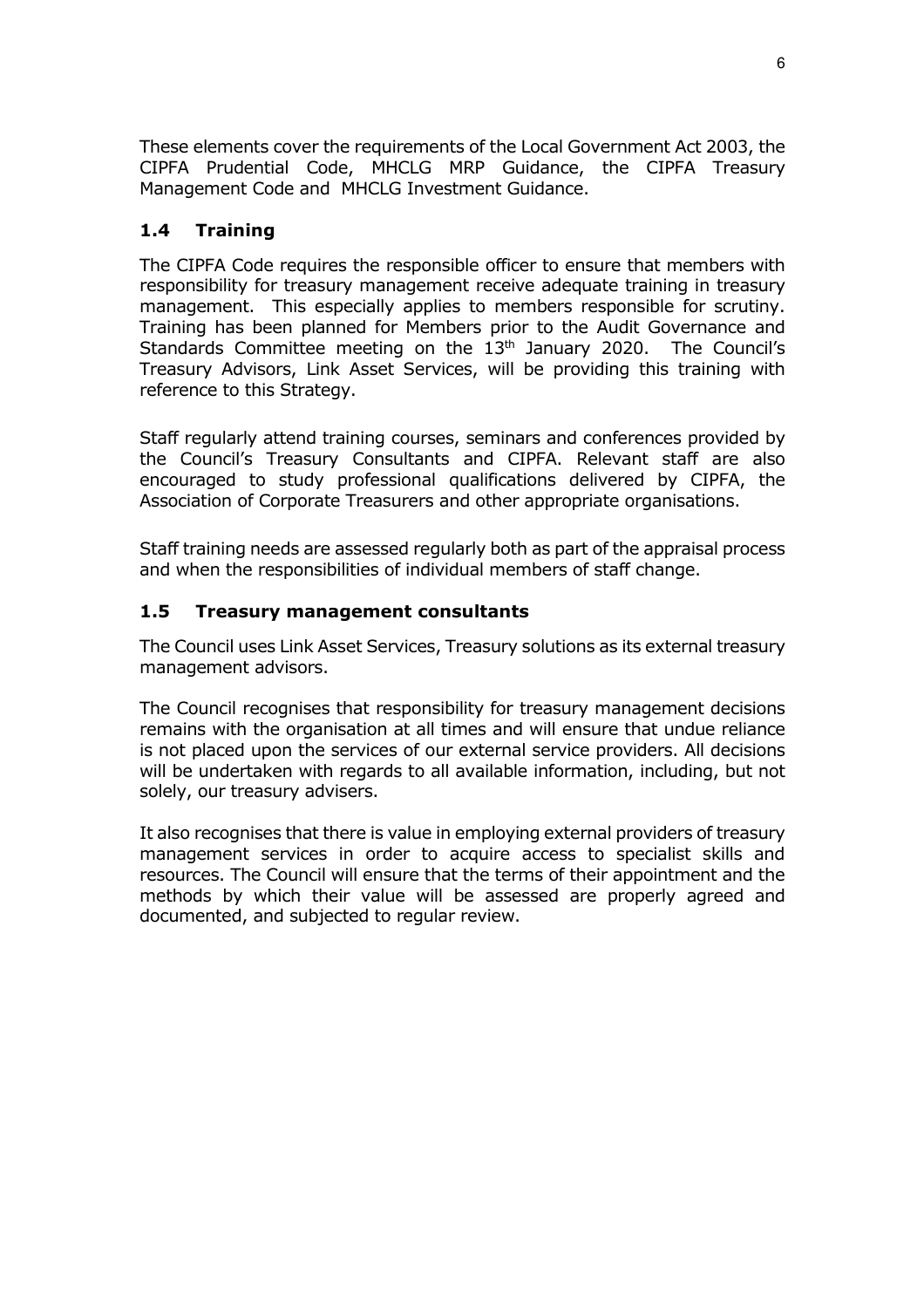These elements cover the requirements of the Local Government Act 2003, the CIPFA Prudential Code, MHCLG MRP Guidance, the CIPFA Treasury Management Code and MHCLG Investment Guidance.

### 1.4 Training

The CIPFA Code requires the responsible officer to ensure that members with responsibility for treasury management receive adequate training in treasury management. This especially applies to members responsible for scrutiny. Training has been planned for Members prior to the Audit Governance and Standards Committee meeting on the 13th January 2020. The Council's Treasury Advisors, Link Asset Services, will be providing this training with reference to this Strategy.

Staff regularly attend training courses, seminars and conferences provided by the Council's Treasury Consultants and CIPFA. Relevant staff are also encouraged to study professional qualifications delivered by CIPFA, the Association of Corporate Treasurers and other appropriate organisations.

Staff training needs are assessed regularly both as part of the appraisal process and when the responsibilities of individual members of staff change.

### 1.5 Treasury management consultants

The Council uses Link Asset Services, Treasury solutions as its external treasury management advisors.

The Council recognises that responsibility for treasury management decisions remains with the organisation at all times and will ensure that undue reliance is not placed upon the services of our external service providers. All decisions will be undertaken with regards to all available information, including, but not solely, our treasury advisers.

It also recognises that there is value in employing external providers of treasury management services in order to acquire access to specialist skills and resources. The Council will ensure that the terms of their appointment and the methods by which their value will be assessed are properly agreed and documented, and subjected to regular review.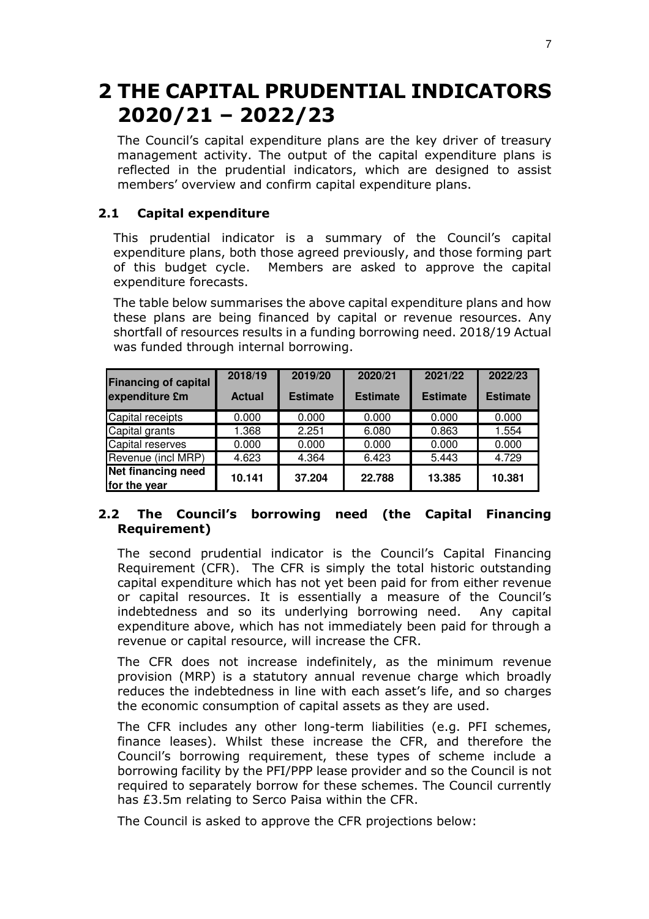# 2 THE CAPITAL PRUDENTIAL INDICATORS 2020/21 – 2022/23

The Council's capital expenditure plans are the key driver of treasury management activity. The output of the capital expenditure plans is reflected in the prudential indicators, which are designed to assist members' overview and confirm capital expenditure plans.

## 2.1 Capital expenditure

This prudential indicator is a summary of the Council's capital expenditure plans, both those agreed previously, and those forming part of this budget cycle. Members are asked to approve the capital expenditure forecasts.

The table below summarises the above capital expenditure plans and how these plans are being financed by capital or revenue resources. Any shortfall of resources results in a funding borrowing need. 2018/19 Actual was funded through internal borrowing.

| Financing of capital expenditure £m | 2018/19 Actual | 2019/20 Estimate | 2020/21 Estimate | 2021/22 Estimate | 2022/23 Estimate |
|---|---|---|---|---|---|
| Capital receipts | 0.000 | 0.000 | 0.000 | 0.000 | 0.000 |
| Capital grants | 1.368 | 2.251 | 6.080 | 0.863 | 1.554 |
| Capital reserves | 0.000 | 0.000 | 0.000 | 0.000 | 0.000 |
| Revenue (incl MRP) | 4.623 | 4.364 | 6.423 | 5.443 | 4.729 |
| **Net financing need for the year** | **10.141** | **37.204** | **22.788** | **13.385** | **10.381** |

## 2.2 The Council's borrowing need (the Capital Financing Requirement)

The second prudential indicator is the Council's Capital Financing Requirement (CFR). The CFR is simply the total historic outstanding capital expenditure which has not yet been paid for from either revenue or capital resources. It is essentially a measure of the Council's indebtedness and so its underlying borrowing need. Any capital expenditure above, which has not immediately been paid for through a revenue or capital resource, will increase the CFR.

The CFR does not increase indefinitely, as the minimum revenue provision (MRP) is a statutory annual revenue charge which broadly reduces the indebtedness in line with each asset's life, and so charges the economic consumption of capital assets as they are used.

The CFR includes any other long-term liabilities (e.g. PFI schemes, finance leases). Whilst these increase the CFR, and therefore the Council's borrowing requirement, these types of scheme include a borrowing facility by the PFI/PPP lease provider and so the Council is not required to separately borrow for these schemes. The Council currently has £3.5m relating to Serco Paisa within the CFR.

The Council is asked to approve the CFR projections below: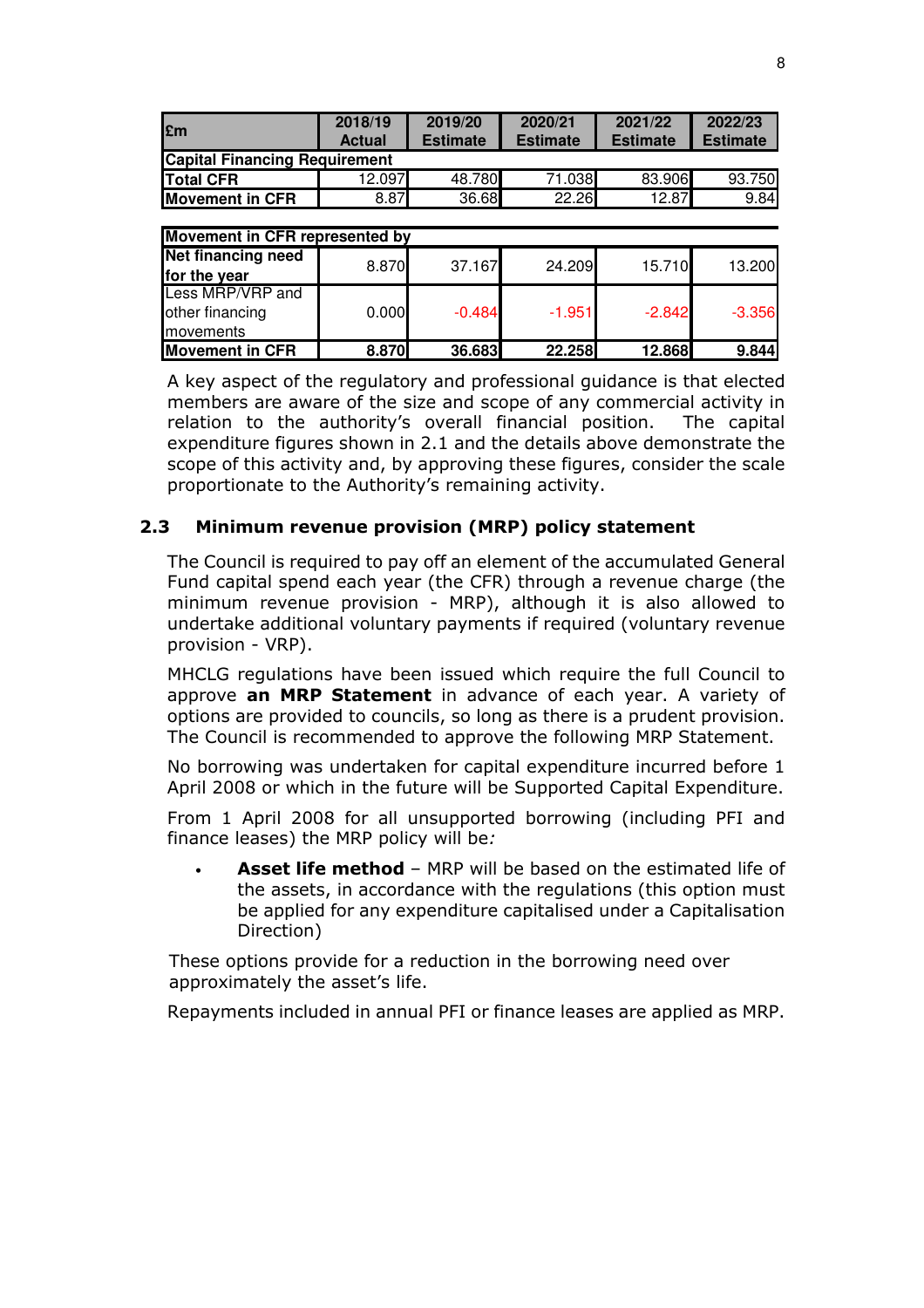| £m | 2018/19 Actual | 2019/20 Estimate | 2020/21 Estimate | 2021/22 Estimate | 2022/23 Estimate |
|---|---|---|---|---|---|
| **Capital Financing Requirement** | | | | | |
| **Total CFR** | 12.097 | 48.780 | 71.038 | 83.906 | 93.750 |
| **Movement in CFR** | 8.87 | 36.68 | 22.26 | 12.87 | 9.84 |

| **Movement in CFR represented by** | | | | | |
|---|---|---|---|---|---|
| **Net financing need for the year** | 8.870 | 37.167 | 24.209 | 15.710 | 13.200 |
| Less MRP/VRP and other financing movements | 0.000 | -0.484 | -1.951 | -2.842 | -3.356 |
| **Movement in CFR** | **8.870** | **36.683** | **22.258** | **12.868** | **9.844** |

A key aspect of the regulatory and professional guidance is that elected members are aware of the size and scope of any commercial activity in relation to the authority's overall financial position. The capital expenditure figures shown in 2.1 and the details above demonstrate the scope of this activity and, by approving these figures, consider the scale proportionate to the Authority's remaining activity.

### 2.3 Minimum revenue provision (MRP) policy statement

The Council is required to pay off an element of the accumulated General Fund capital spend each year (the CFR) through a revenue charge (the minimum revenue provision - MRP), although it is also allowed to undertake additional voluntary payments if required (voluntary revenue provision - VRP).

MHCLG regulations have been issued which require the full Council to approve **an MRP Statement** in advance of each year. A variety of options are provided to councils, so long as there is a prudent provision. The Council is recommended to approve the following MRP Statement.

No borrowing was undertaken for capital expenditure incurred before 1 April 2008 or which in the future will be Supported Capital Expenditure.

From 1 April 2008 for all unsupported borrowing (including PFI and finance leases) the MRP policy will be*:*

- **Asset life method** – MRP will be based on the estimated life of the assets, in accordance with the regulations (this option must be applied for any expenditure capitalised under a Capitalisation Direction)

These options provide for a reduction in the borrowing need over approximately the asset's life.

Repayments included in annual PFI or finance leases are applied as MRP.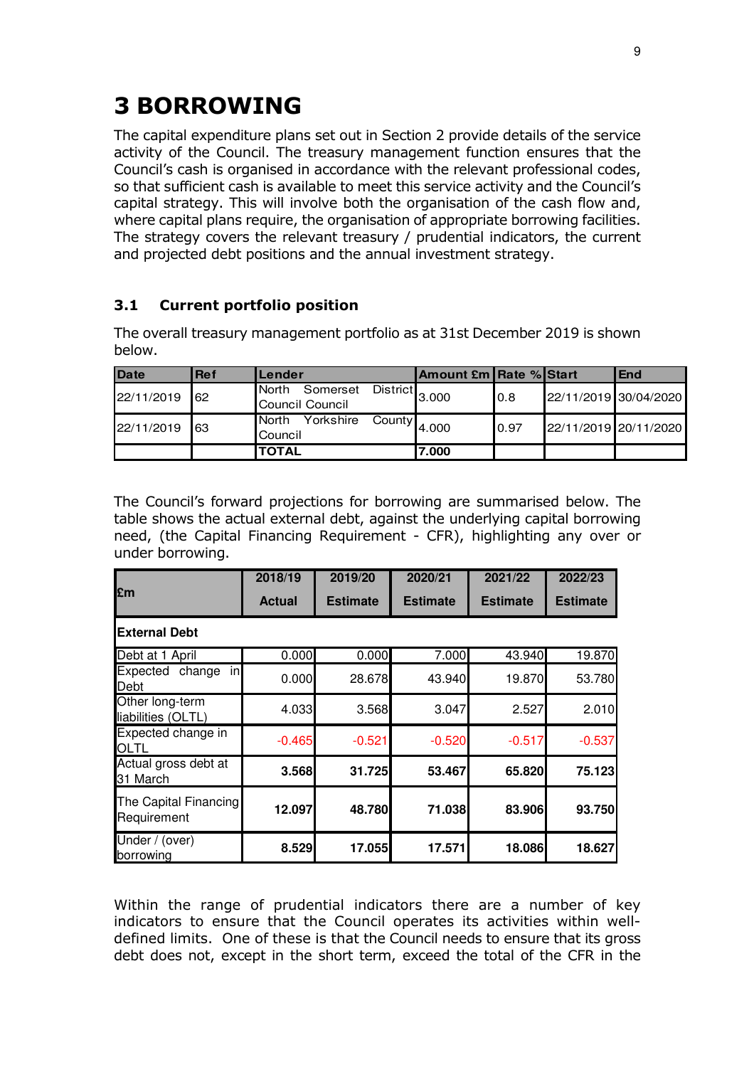# 3 BORROWING

The capital expenditure plans set out in Section 2 provide details of the service activity of the Council. The treasury management function ensures that the Council's cash is organised in accordance with the relevant professional codes, so that sufficient cash is available to meet this service activity and the Council's capital strategy. This will involve both the organisation of the cash flow and, where capital plans require, the organisation of appropriate borrowing facilities. The strategy covers the relevant treasury / prudential indicators, the current and projected debt positions and the annual investment strategy.

## 3.1 Current portfolio position

The overall treasury management portfolio as at 31st December 2019 is shown below.

| Date | Ref | Lender | Amount £m | Rate % | Start | End |
|---|---|---|---|---|---|---|
| 22/11/2019 | 62 | North Somerset District Council Council | 3.000 | 0.8 | 22/11/2019 | 30/04/2020 |
| 22/11/2019 | 63 | North Yorkshire County Council | 4.000 | 0.97 | 22/11/2019 | 20/11/2020 |
| | | **TOTAL** | **7.000** | | | |

The Council's forward projections for borrowing are summarised below. The table shows the actual external debt, against the underlying capital borrowing need, (the Capital Financing Requirement - CFR), highlighting any over or under borrowing.

| £m | 2018/19 Actual | 2019/20 Estimate | 2020/21 Estimate | 2021/22 Estimate | 2022/23 Estimate |
|---|---|---|---|---|---|
| **External Debt** | | | | | |
| Debt at 1 April | 0.000 | 0.000 | 7.000 | 43.940 | 19.870 |
| Expected change in Debt | 0.000 | 28.678 | 43.940 | 19.870 | 53.780 |
| Other long-term liabilities (OLTL) | 4.033 | 3.568 | 3.047 | 2.527 | 2.010 |
| Expected change in OLTL | -0.465 | -0.521 | -0.520 | -0.517 | -0.537 |
| Actual gross debt at 31 March | **3.568** | **31.725** | **53.467** | **65.820** | **75.123** |
| The Capital Financing Requirement | **12.097** | **48.780** | **71.038** | **83.906** | **93.750** |
| Under / (over) borrowing | **8.529** | **17.055** | **17.571** | **18.086** | **18.627** |

Within the range of prudential indicators there are a number of key indicators to ensure that the Council operates its activities within well-defined limits. One of these is that the Council needs to ensure that its gross debt does not, except in the short term, exceed the total of the CFR in the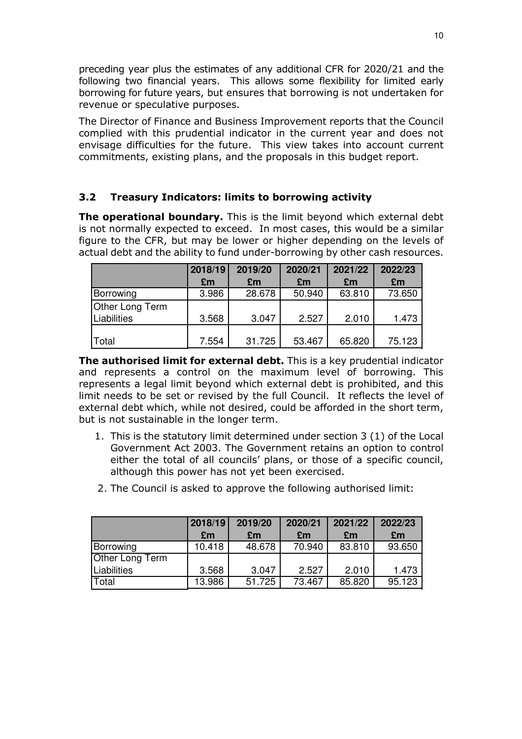preceding year plus the estimates of any additional CFR for 2020/21 and the following two financial years. This allows some flexibility for limited early borrowing for future years, but ensures that borrowing is not undertaken for revenue or speculative purposes.

The Director of Finance and Business Improvement reports that the Council complied with this prudential indicator in the current year and does not envisage difficulties for the future. This view takes into account current commitments, existing plans, and the proposals in this budget report.

### 3.2 Treasury Indicators: limits to borrowing activity

**The operational boundary.** This is the limit beyond which external debt is not normally expected to exceed. In most cases, this would be a similar figure to the CFR, but may be lower or higher depending on the levels of actual debt and the ability to fund under-borrowing by other cash resources.

| | 2018/19 £m | 2019/20 £m | 2020/21 £m | 2021/22 £m | 2022/23 £m |
|---|---|---|---|---|---|
| Borrowing | 3.986 | 28.678 | 50.940 | 63.810 | 73.650 |
| Other Long Term Liabilities | 3.568 | 3.047 | 2.527 | 2.010 | 1.473 |
| Total | 7.554 | 31.725 | 53.467 | 65.820 | 75.123 |

**The authorised limit for external debt.** This is a key prudential indicator and represents a control on the maximum level of borrowing. This represents a legal limit beyond which external debt is prohibited, and this limit needs to be set or revised by the full Council. It reflects the level of external debt which, while not desired, could be afforded in the short term, but is not sustainable in the longer term.

1. This is the statutory limit determined under section 3 (1) of the Local Government Act 2003. The Government retains an option to control either the total of all councils' plans, or those of a specific council, although this power has not yet been exercised.
2. The Council is asked to approve the following authorised limit:

| | 2018/19 £m | 2019/20 £m | 2020/21 £m | 2021/22 £m | 2022/23 £m |
|---|---|---|---|---|---|
| Borrowing | 10.418 | 48.678 | 70.940 | 83.810 | 93.650 |
| Other Long Term Liabilities | 3.568 | 3.047 | 2.527 | 2.010 | 1.473 |
| Total | 13.986 | 51.725 | 73.467 | 85.820 | 95.123 |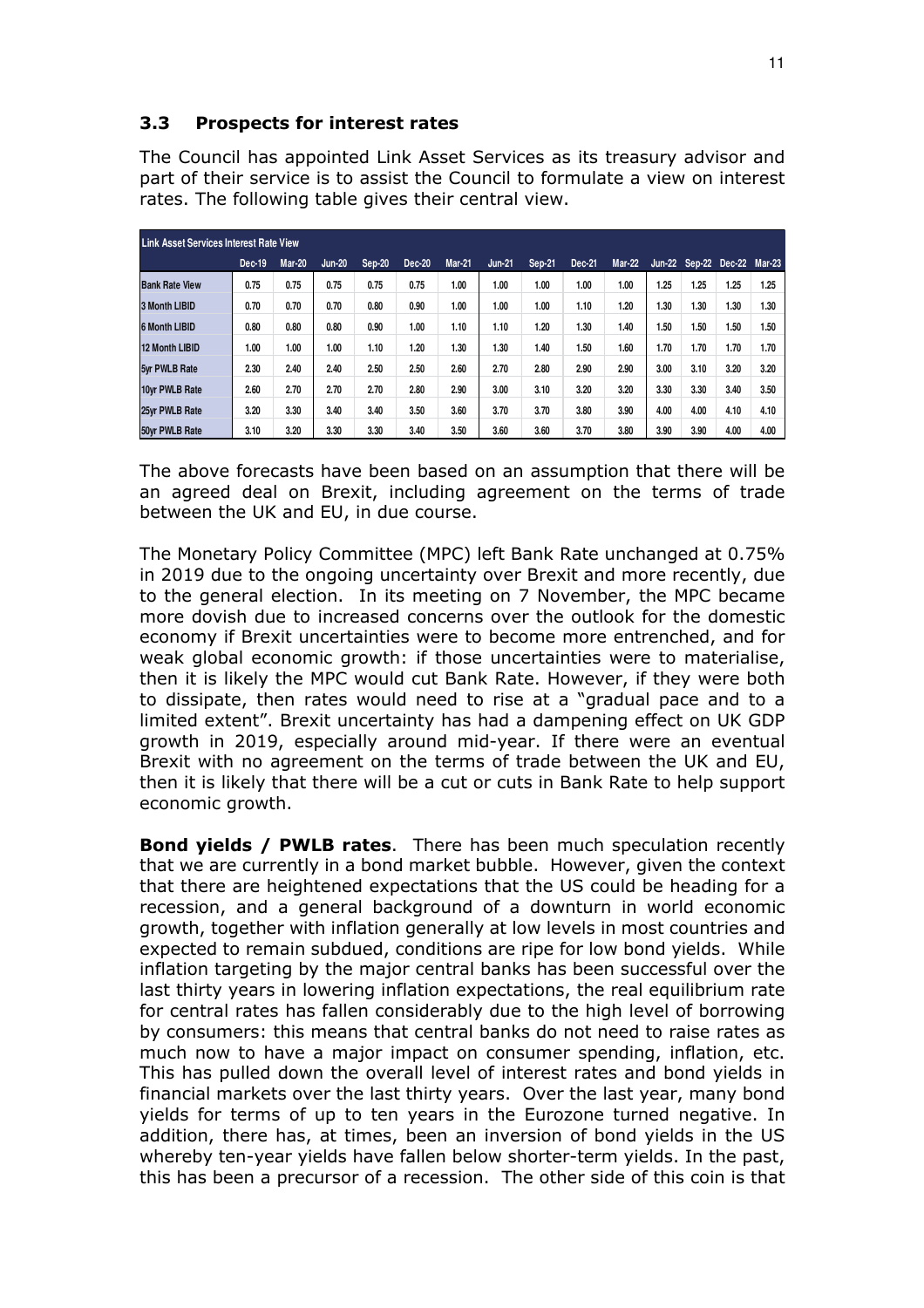### 3.3 Prospects for interest rates

The Council has appointed Link Asset Services as its treasury advisor and part of their service is to assist the Council to formulate a view on interest rates. The following table gives their central view.

| Link Asset Services Interest Rate View | | | | | | | | | | | | | | |
|---|---|---|---|---|---|---|---|---|---|---|---|---|---|---|
| | Dec-19 | Mar-20 | Jun-20 | Sep-20 | Dec-20 | Mar-21 | Jun-21 | Sep-21 | Dec-21 | Mar-22 | Jun-22 | Sep-22 | Dec-22 | Mar-23 |
| Bank Rate View | 0.75 | 0.75 | 0.75 | 0.75 | 0.75 | 1.00 | 1.00 | 1.00 | 1.00 | 1.00 | 1.25 | 1.25 | 1.25 | 1.25 |
| 3 Month LIBID | 0.70 | 0.70 | 0.70 | 0.80 | 0.90 | 1.00 | 1.00 | 1.00 | 1.10 | 1.20 | 1.30 | 1.30 | 1.30 | 1.30 |
| 6 Month LIBID | 0.80 | 0.80 | 0.80 | 0.90 | 1.00 | 1.10 | 1.10 | 1.20 | 1.30 | 1.40 | 1.50 | 1.50 | 1.50 | 1.50 |
| 12 Month LIBID | 1.00 | 1.00 | 1.00 | 1.10 | 1.20 | 1.30 | 1.30 | 1.40 | 1.50 | 1.60 | 1.70 | 1.70 | 1.70 | 1.70 |
| 5yr PWLB Rate | 2.30 | 2.40 | 2.40 | 2.50 | 2.50 | 2.60 | 2.70 | 2.80 | 2.90 | 2.90 | 3.00 | 3.10 | 3.20 | 3.20 |
| 10yr PWLB Rate | 2.60 | 2.70 | 2.70 | 2.70 | 2.80 | 2.90 | 3.00 | 3.10 | 3.20 | 3.20 | 3.30 | 3.30 | 3.40 | 3.50 |
| 25yr PWLB Rate | 3.20 | 3.30 | 3.40 | 3.40 | 3.50 | 3.60 | 3.70 | 3.70 | 3.80 | 3.90 | 4.00 | 4.00 | 4.10 | 4.10 |
| 50yr PWLB Rate | 3.10 | 3.20 | 3.30 | 3.30 | 3.40 | 3.50 | 3.60 | 3.60 | 3.70 | 3.80 | 3.90 | 3.90 | 4.00 | 4.00 |

The above forecasts have been based on an assumption that there will be an agreed deal on Brexit, including agreement on the terms of trade between the UK and EU, in due course.

The Monetary Policy Committee (MPC) left Bank Rate unchanged at 0.75% in 2019 due to the ongoing uncertainty over Brexit and more recently, due to the general election. In its meeting on 7 November, the MPC became more dovish due to increased concerns over the outlook for the domestic economy if Brexit uncertainties were to become more entrenched, and for weak global economic growth: if those uncertainties were to materialise, then it is likely the MPC would cut Bank Rate. However, if they were both to dissipate, then rates would need to rise at a "gradual pace and to a limited extent". Brexit uncertainty has had a dampening effect on UK GDP growth in 2019, especially around mid-year. If there were an eventual Brexit with no agreement on the terms of trade between the UK and EU, then it is likely that there will be a cut or cuts in Bank Rate to help support economic growth.

**Bond yields / PWLB rates**. There has been much speculation recently that we are currently in a bond market bubble. However, given the context that there are heightened expectations that the US could be heading for a recession, and a general background of a downturn in world economic growth, together with inflation generally at low levels in most countries and expected to remain subdued, conditions are ripe for low bond yields. While inflation targeting by the major central banks has been successful over the last thirty years in lowering inflation expectations, the real equilibrium rate for central rates has fallen considerably due to the high level of borrowing by consumers: this means that central banks do not need to raise rates as much now to have a major impact on consumer spending, inflation, etc. This has pulled down the overall level of interest rates and bond yields in financial markets over the last thirty years. Over the last year, many bond yields for terms of up to ten years in the Eurozone turned negative. In addition, there has, at times, been an inversion of bond yields in the US whereby ten-year yields have fallen below shorter-term yields. In the past, this has been a precursor of a recession. The other side of this coin is that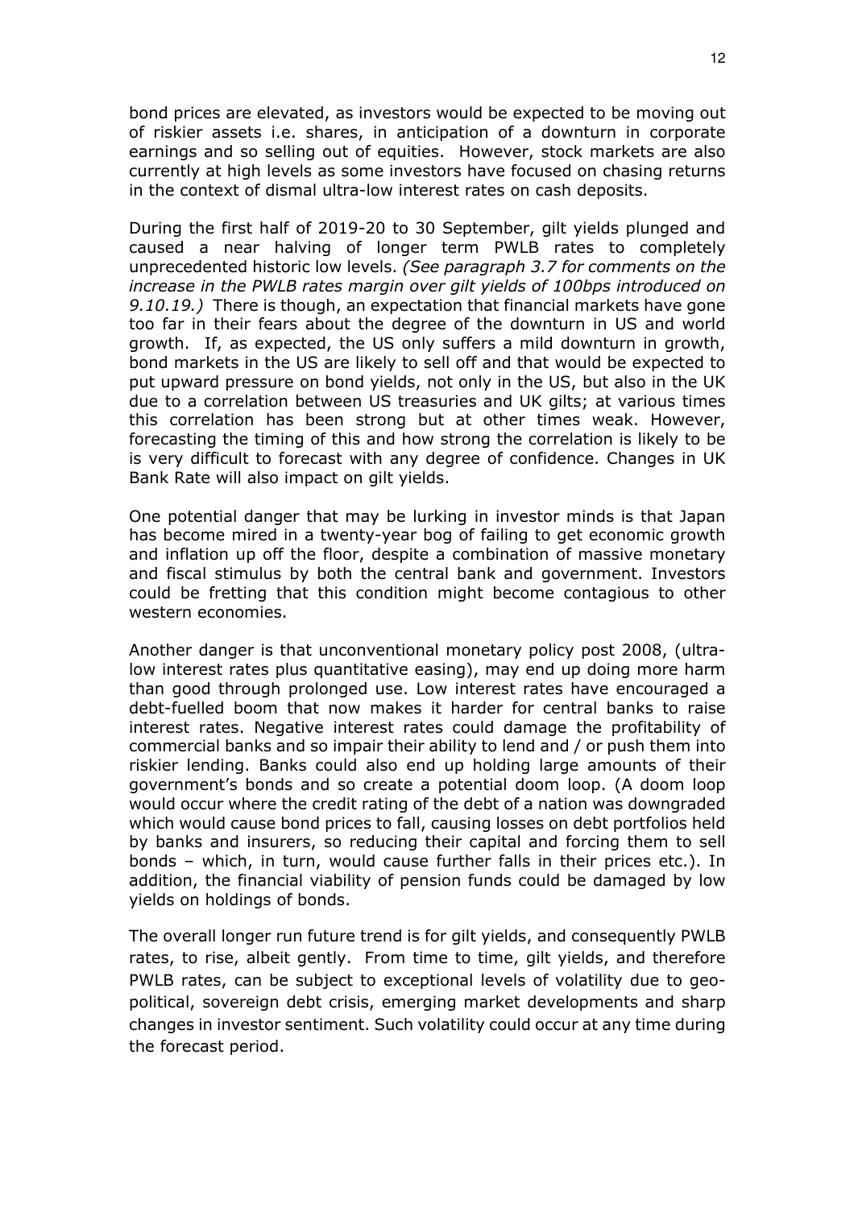bond prices are elevated, as investors would be expected to be moving out of riskier assets i.e. shares, in anticipation of a downturn in corporate earnings and so selling out of equities. However, stock markets are also currently at high levels as some investors have focused on chasing returns in the context of dismal ultra-low interest rates on cash deposits.

During the first half of 2019-20 to 30 September, gilt yields plunged and caused a near halving of longer term PWLB rates to completely unprecedented historic low levels. *(See paragraph 3.7 for comments on the increase in the PWLB rates margin over gilt yields of 100bps introduced on 9.10.19.)* There is though, an expectation that financial markets have gone too far in their fears about the degree of the downturn in US and world growth. If, as expected, the US only suffers a mild downturn in growth, bond markets in the US are likely to sell off and that would be expected to put upward pressure on bond yields, not only in the US, but also in the UK due to a correlation between US treasuries and UK gilts; at various times this correlation has been strong but at other times weak. However, forecasting the timing of this and how strong the correlation is likely to be is very difficult to forecast with any degree of confidence. Changes in UK Bank Rate will also impact on gilt yields.

One potential danger that may be lurking in investor minds is that Japan has become mired in a twenty-year bog of failing to get economic growth and inflation up off the floor, despite a combination of massive monetary and fiscal stimulus by both the central bank and government. Investors could be fretting that this condition might become contagious to other western economies.

Another danger is that unconventional monetary policy post 2008, (ultra-low interest rates plus quantitative easing), may end up doing more harm than good through prolonged use. Low interest rates have encouraged a debt-fuelled boom that now makes it harder for central banks to raise interest rates. Negative interest rates could damage the profitability of commercial banks and so impair their ability to lend and / or push them into riskier lending. Banks could also end up holding large amounts of their government's bonds and so create a potential doom loop. (A doom loop would occur where the credit rating of the debt of a nation was downgraded which would cause bond prices to fall, causing losses on debt portfolios held by banks and insurers, so reducing their capital and forcing them to sell bonds – which, in turn, would cause further falls in their prices etc.). In addition, the financial viability of pension funds could be damaged by low yields on holdings of bonds.

The overall longer run future trend is for gilt yields, and consequently PWLB rates, to rise, albeit gently. From time to time, gilt yields, and therefore PWLB rates, can be subject to exceptional levels of volatility due to geo-political, sovereign debt crisis, emerging market developments and sharp changes in investor sentiment. Such volatility could occur at any time during the forecast period.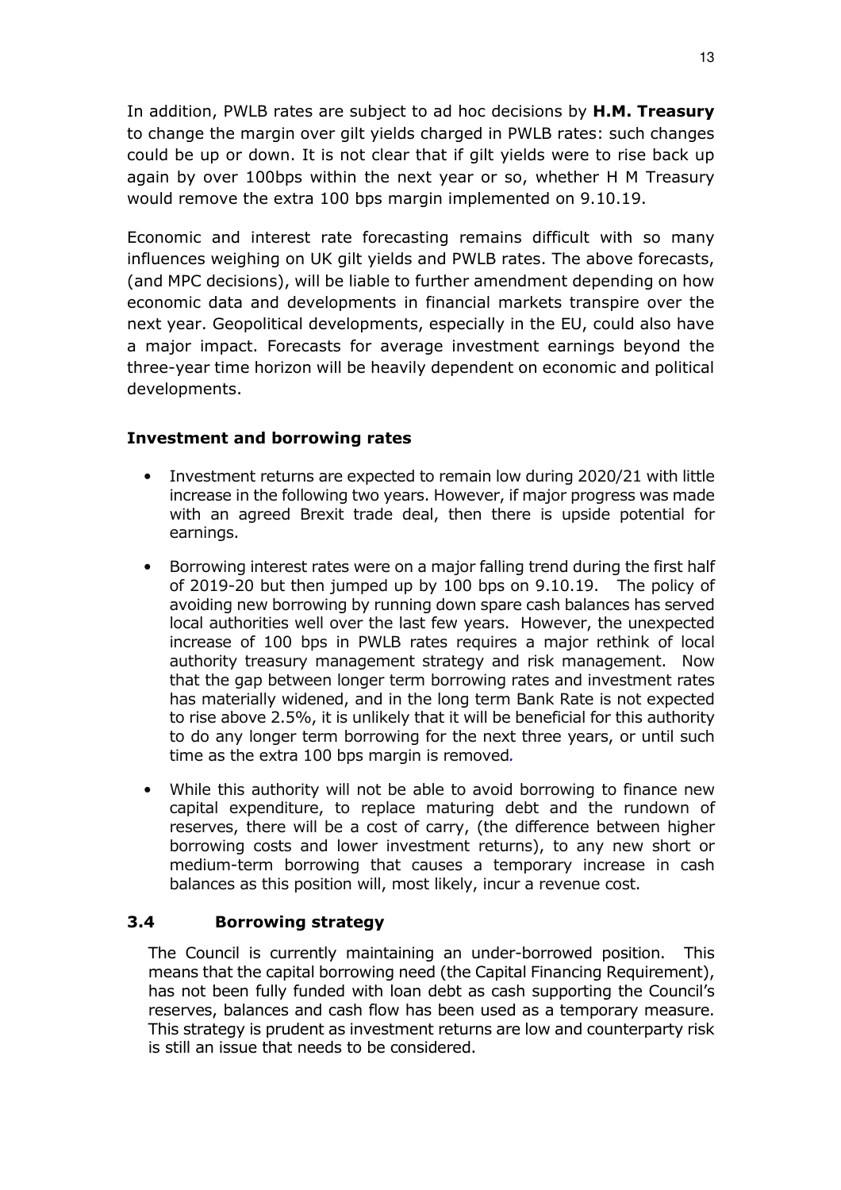In addition, PWLB rates are subject to ad hoc decisions by **H.M. Treasury** to change the margin over gilt yields charged in PWLB rates: such changes could be up or down. It is not clear that if gilt yields were to rise back up again by over 100bps within the next year or so, whether H M Treasury would remove the extra 100 bps margin implemented on 9.10.19.

Economic and interest rate forecasting remains difficult with so many influences weighing on UK gilt yields and PWLB rates. The above forecasts, (and MPC decisions), will be liable to further amendment depending on how economic data and developments in financial markets transpire over the next year. Geopolitical developments, especially in the EU, could also have a major impact. Forecasts for average investment earnings beyond the three-year time horizon will be heavily dependent on economic and political developments.

**Investment and borrowing rates**

- Investment returns are expected to remain low during 2020/21 with little increase in the following two years. However, if major progress was made with an agreed Brexit trade deal, then there is upside potential for earnings.
- Borrowing interest rates were on a major falling trend during the first half of 2019-20 but then jumped up by 100 bps on 9.10.19. The policy of avoiding new borrowing by running down spare cash balances has served local authorities well over the last few years. However, the unexpected increase of 100 bps in PWLB rates requires a major rethink of local authority treasury management strategy and risk management. Now that the gap between longer term borrowing rates and investment rates has materially widened, and in the long term Bank Rate is not expected to rise above 2.5%, it is unlikely that it will be beneficial for this authority to do any longer term borrowing for the next three years, or until such time as the extra 100 bps margin is removed.
- While this authority will not be able to avoid borrowing to finance new capital expenditure, to replace maturing debt and the rundown of reserves, there will be a cost of carry, (the difference between higher borrowing costs and lower investment returns), to any new short or medium-term borrowing that causes a temporary increase in cash balances as this position will, most likely, incur a revenue cost.

## 3.4 Borrowing strategy

The Council is currently maintaining an under-borrowed position. This means that the capital borrowing need (the Capital Financing Requirement), has not been fully funded with loan debt as cash supporting the Council's reserves, balances and cash flow has been used as a temporary measure. This strategy is prudent as investment returns are low and counterparty risk is still an issue that needs to be considered.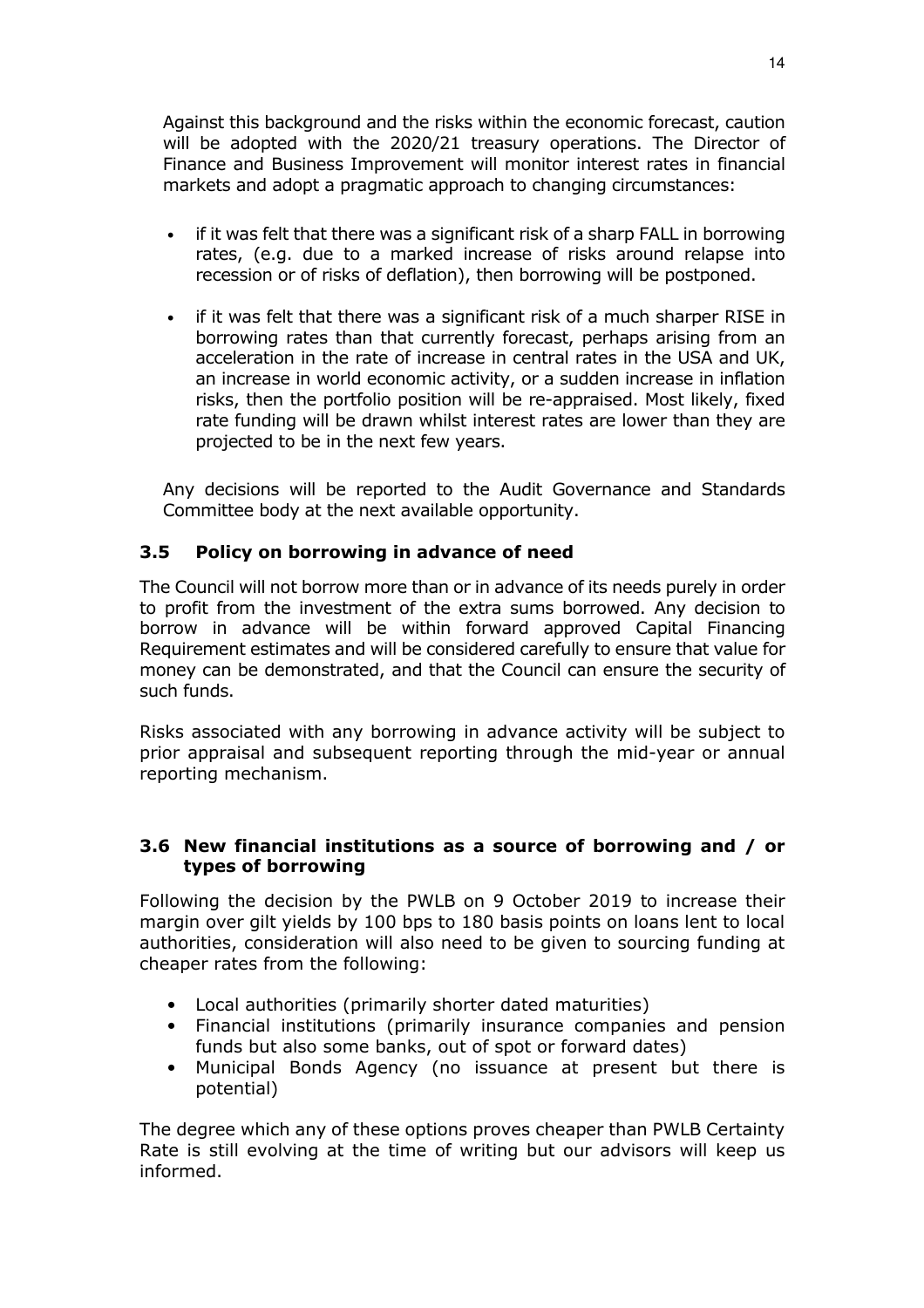Against this background and the risks within the economic forecast, caution will be adopted with the 2020/21 treasury operations. The Director of Finance and Business Improvement will monitor interest rates in financial markets and adopt a pragmatic approach to changing circumstances:

- if it was felt that there was a significant risk of a sharp FALL in borrowing rates, (e.g. due to a marked increase of risks around relapse into recession or of risks of deflation), then borrowing will be postponed.
- if it was felt that there was a significant risk of a much sharper RISE in borrowing rates than that currently forecast, perhaps arising from an acceleration in the rate of increase in central rates in the USA and UK, an increase in world economic activity, or a sudden increase in inflation risks, then the portfolio position will be re-appraised. Most likely, fixed rate funding will be drawn whilst interest rates are lower than they are projected to be in the next few years.

Any decisions will be reported to the Audit Governance and Standards Committee body at the next available opportunity.

### 3.5 Policy on borrowing in advance of need

The Council will not borrow more than or in advance of its needs purely in order to profit from the investment of the extra sums borrowed. Any decision to borrow in advance will be within forward approved Capital Financing Requirement estimates and will be considered carefully to ensure that value for money can be demonstrated, and that the Council can ensure the security of such funds.

Risks associated with any borrowing in advance activity will be subject to prior appraisal and subsequent reporting through the mid-year or annual reporting mechanism.

### 3.6 New financial institutions as a source of borrowing and / or types of borrowing

Following the decision by the PWLB on 9 October 2019 to increase their margin over gilt yields by 100 bps to 180 basis points on loans lent to local authorities, consideration will also need to be given to sourcing funding at cheaper rates from the following:

- Local authorities (primarily shorter dated maturities)
- Financial institutions (primarily insurance companies and pension funds but also some banks, out of spot or forward dates)
- Municipal Bonds Agency (no issuance at present but there is potential)

The degree which any of these options proves cheaper than PWLB Certainty Rate is still evolving at the time of writing but our advisors will keep us informed.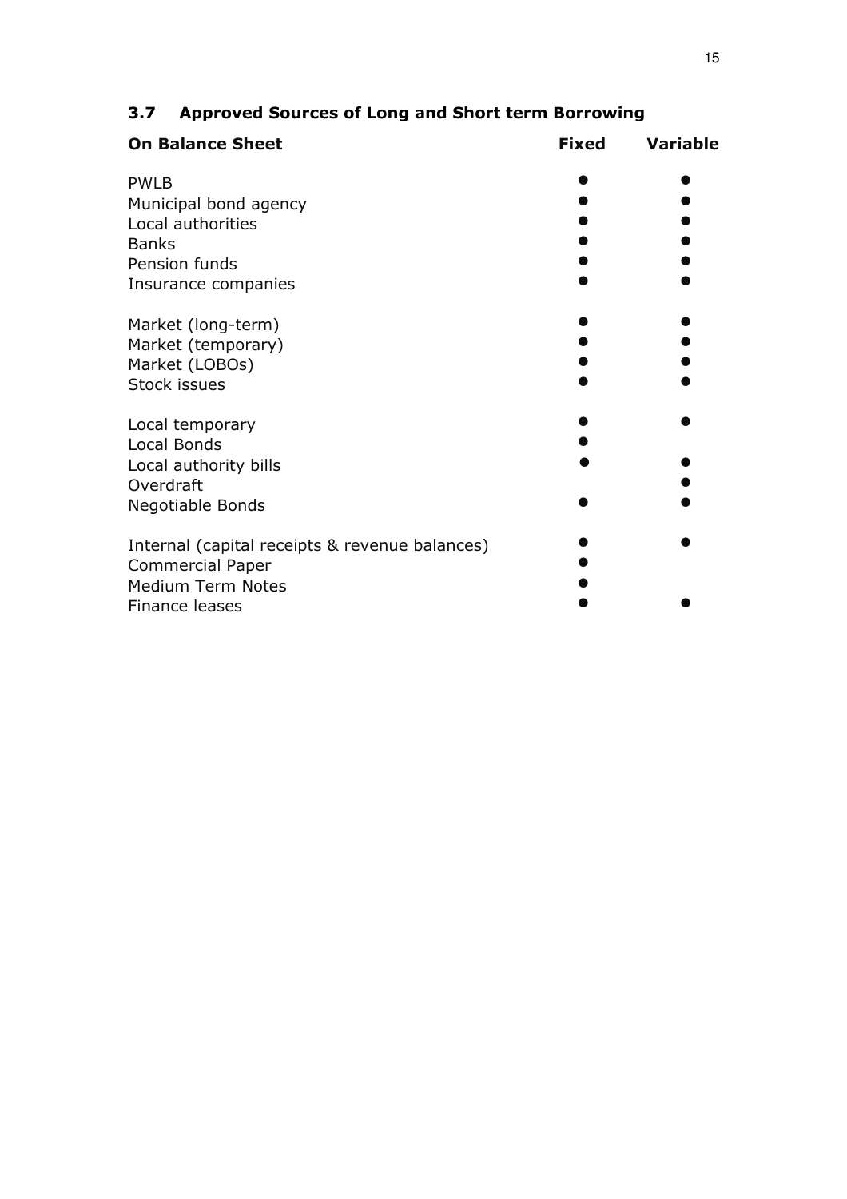### 3.7 Approved Sources of Long and Short term Borrowing

| On Balance Sheet | Fixed | Variable |
|---|---|---|
| PWLB | ● | ● |
| Municipal bond agency | ● | ● |
| Local authorities | ● | ● |
| Banks | ● | ● |
| Pension funds | ● | ● |
| Insurance companies | ● | ● |
| | | |
| Market (long-term) | ● | ● |
| Market (temporary) | ● | ● |
| Market (LOBOs) | ● | ● |
| Stock issues | ● | ● |
| | | |
| Local temporary | ● | ● |
| Local Bonds | ● | |
| Local authority bills | ● | ● |
| Overdraft | | ● |
| Negotiable Bonds | ● | ● |
| | | |
| Internal (capital receipts & revenue balances) | ● | ● |
| Commercial Paper | ● | |
| Medium Term Notes | ● | |
| Finance leases | ● | ● |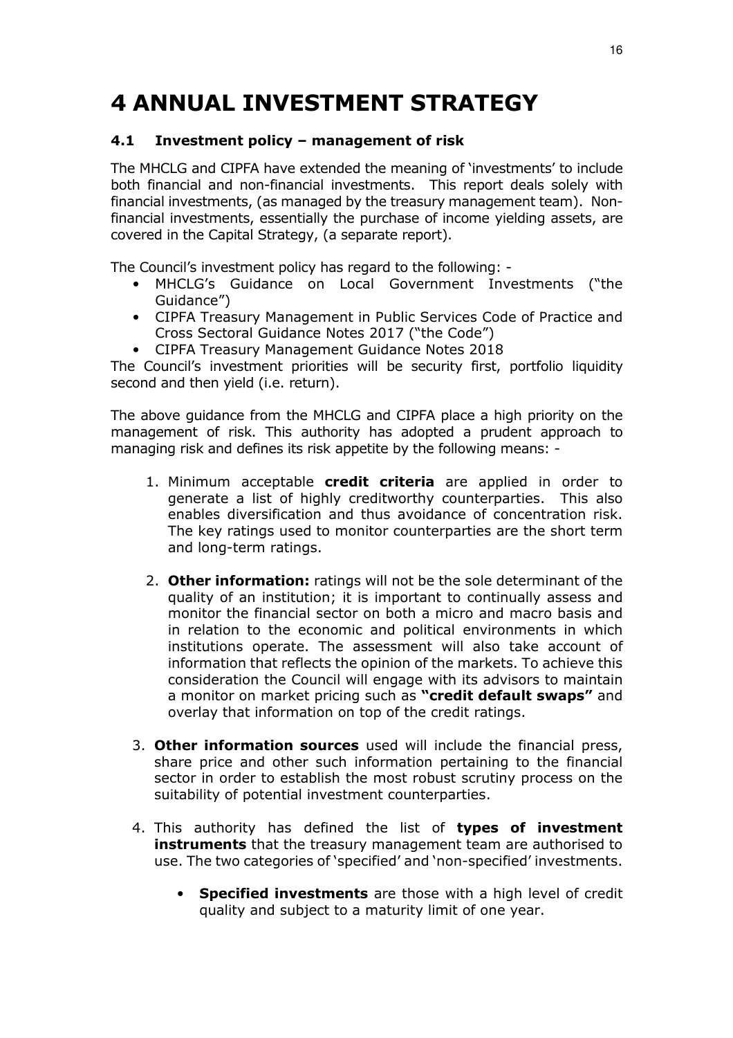# 4 ANNUAL INVESTMENT STRATEGY

## 4.1 Investment policy – management of risk

The MHCLG and CIPFA have extended the meaning of 'investments' to include both financial and non-financial investments. This report deals solely with financial investments, (as managed by the treasury management team). Non-financial investments, essentially the purchase of income yielding assets, are covered in the Capital Strategy, (a separate report).

The Council's investment policy has regard to the following: -

- MHCLG's Guidance on Local Government Investments ("the Guidance")
- CIPFA Treasury Management in Public Services Code of Practice and Cross Sectoral Guidance Notes 2017 ("the Code")
- CIPFA Treasury Management Guidance Notes 2018

The Council's investment priorities will be security first, portfolio liquidity second and then yield (i.e. return).

The above guidance from the MHCLG and CIPFA place a high priority on the management of risk. This authority has adopted a prudent approach to managing risk and defines its risk appetite by the following means: -

1. Minimum acceptable **credit criteria** are applied in order to generate a list of highly creditworthy counterparties. This also enables diversification and thus avoidance of concentration risk. The key ratings used to monitor counterparties are the short term and long-term ratings.

2. **Other information:** ratings will not be the sole determinant of the quality of an institution; it is important to continually assess and monitor the financial sector on both a micro and macro basis and in relation to the economic and political environments in which institutions operate. The assessment will also take account of information that reflects the opinion of the markets. To achieve this consideration the Council will engage with its advisors to maintain a monitor on market pricing such as **"credit default swaps"** and overlay that information on top of the credit ratings.

3. **Other information sources** used will include the financial press, share price and other such information pertaining to the financial sector in order to establish the most robust scrutiny process on the suitability of potential investment counterparties.

4. This authority has defined the list of **types of investment instruments** that the treasury management team are authorised to use. The two categories of 'specified' and 'non-specified' investments.

    - **Specified investments** are those with a high level of credit quality and subject to a maturity limit of one year.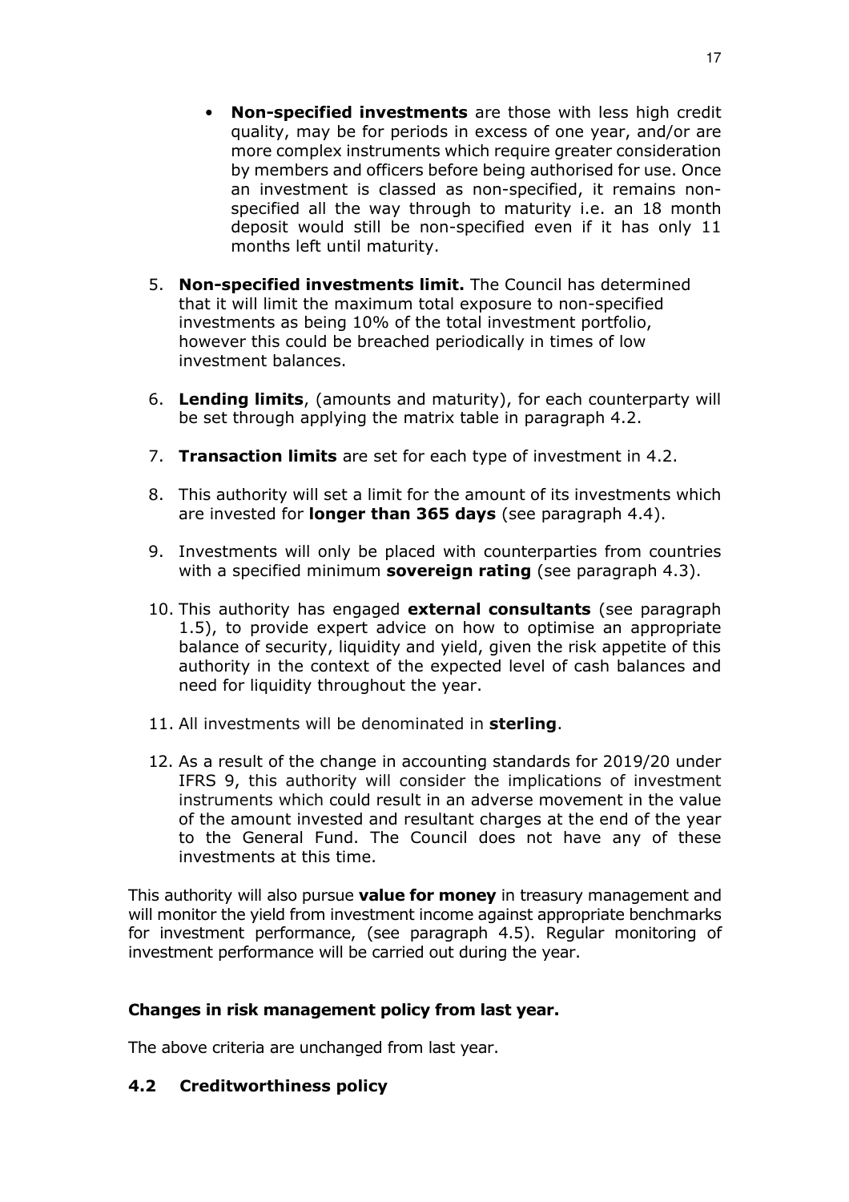- **Non-specified investments** are those with less high credit quality, may be for periods in excess of one year, and/or are more complex instruments which require greater consideration by members and officers before being authorised for use. Once an investment is classed as non-specified, it remains non-specified all the way through to maturity i.e. an 18 month deposit would still be non-specified even if it has only 11 months left until maturity.

5. **Non-specified investments limit.** The Council has determined that it will limit the maximum total exposure to non-specified investments as being 10% of the total investment portfolio, however this could be breached periodically in times of low investment balances.

6. **Lending limits**, (amounts and maturity), for each counterparty will be set through applying the matrix table in paragraph 4.2.

7. **Transaction limits** are set for each type of investment in 4.2.

8. This authority will set a limit for the amount of its investments which are invested for **longer than 365 days** (see paragraph 4.4).

9. Investments will only be placed with counterparties from countries with a specified minimum **sovereign rating** (see paragraph 4.3).

10. This authority has engaged **external consultants** (see paragraph 1.5), to provide expert advice on how to optimise an appropriate balance of security, liquidity and yield, given the risk appetite of this authority in the context of the expected level of cash balances and need for liquidity throughout the year.

11. All investments will be denominated in **sterling**.

12. As a result of the change in accounting standards for 2019/20 under IFRS 9, this authority will consider the implications of investment instruments which could result in an adverse movement in the value of the amount invested and resultant charges at the end of the year to the General Fund. The Council does not have any of these investments at this time.

This authority will also pursue **value for money** in treasury management and will monitor the yield from investment income against appropriate benchmarks for investment performance, (see paragraph 4.5). Regular monitoring of investment performance will be carried out during the year.

**Changes in risk management policy from last year.**

The above criteria are unchanged from last year.

### 4.2 Creditworthiness policy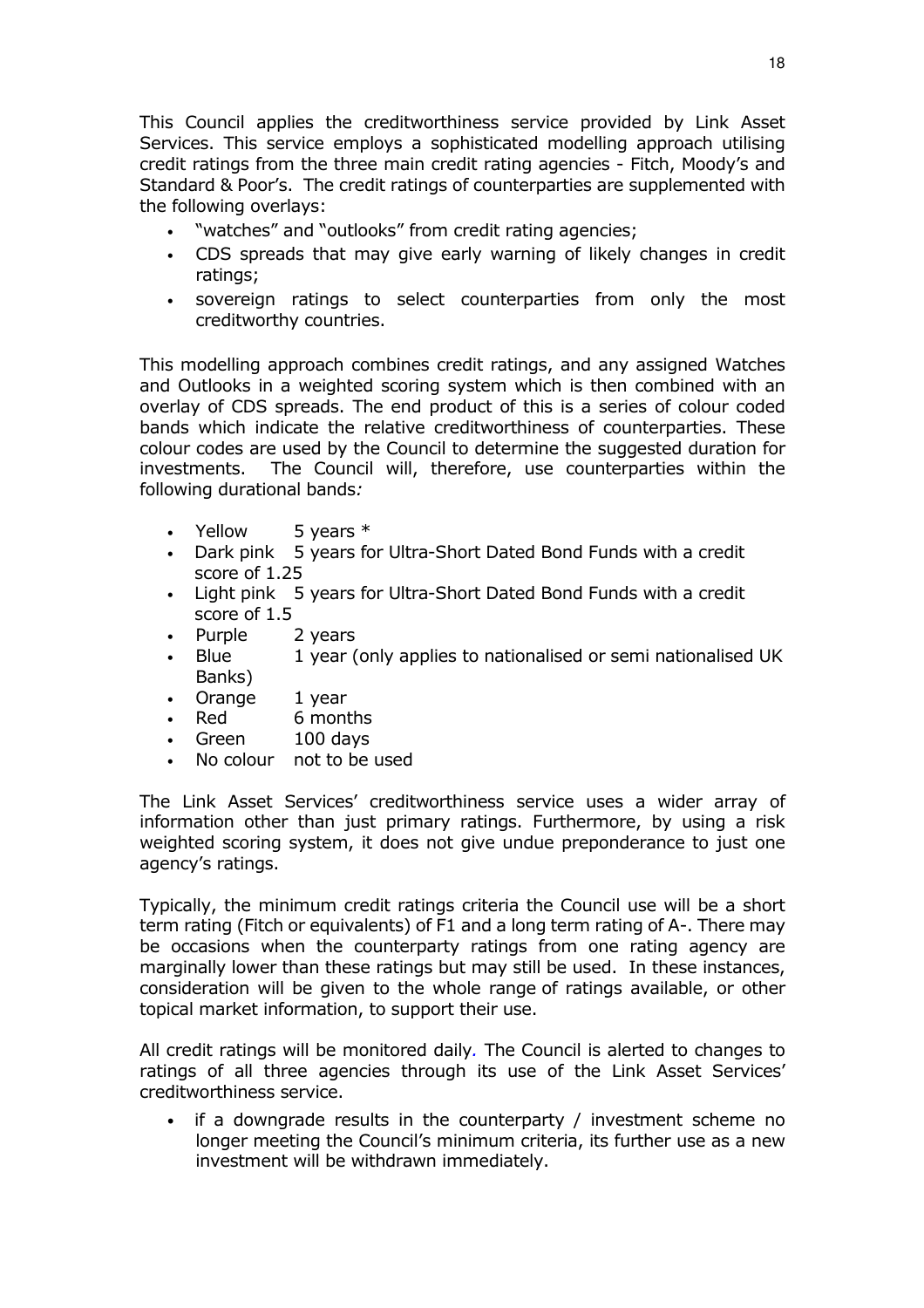This Council applies the creditworthiness service provided by Link Asset Services. This service employs a sophisticated modelling approach utilising credit ratings from the three main credit rating agencies - Fitch, Moody's and Standard & Poor's. The credit ratings of counterparties are supplemented with the following overlays:

- "watches" and "outlooks" from credit rating agencies;
- CDS spreads that may give early warning of likely changes in credit ratings;
- sovereign ratings to select counterparties from only the most creditworthy countries.

This modelling approach combines credit ratings, and any assigned Watches and Outlooks in a weighted scoring system which is then combined with an overlay of CDS spreads. The end product of this is a series of colour coded bands which indicate the relative creditworthiness of counterparties. These colour codes are used by the Council to determine the suggested duration for investments. The Council will, therefore, use counterparties within the following durational bands*:*

- Yellow 5 years *
- Dark pink 5 years for Ultra-Short Dated Bond Funds with a credit score of 1.25
- Light pink 5 years for Ultra-Short Dated Bond Funds with a credit score of 1.5
- Purple 2 years
- Blue 1 year (only applies to nationalised or semi nationalised UK Banks)
- Orange 1 year
- Red 6 months
- Green 100 days
- No colour not to be used

The Link Asset Services' creditworthiness service uses a wider array of information other than just primary ratings. Furthermore, by using a risk weighted scoring system, it does not give undue preponderance to just one agency's ratings.

Typically, the minimum credit ratings criteria the Council use will be a short term rating (Fitch or equivalents) of F1 and a long term rating of A-. There may be occasions when the counterparty ratings from one rating agency are marginally lower than these ratings but may still be used. In these instances, consideration will be given to the whole range of ratings available, or other topical market information, to support their use.

All credit ratings will be monitored daily. The Council is alerted to changes to ratings of all three agencies through its use of the Link Asset Services' creditworthiness service.

- if a downgrade results in the counterparty / investment scheme no longer meeting the Council's minimum criteria, its further use as a new investment will be withdrawn immediately.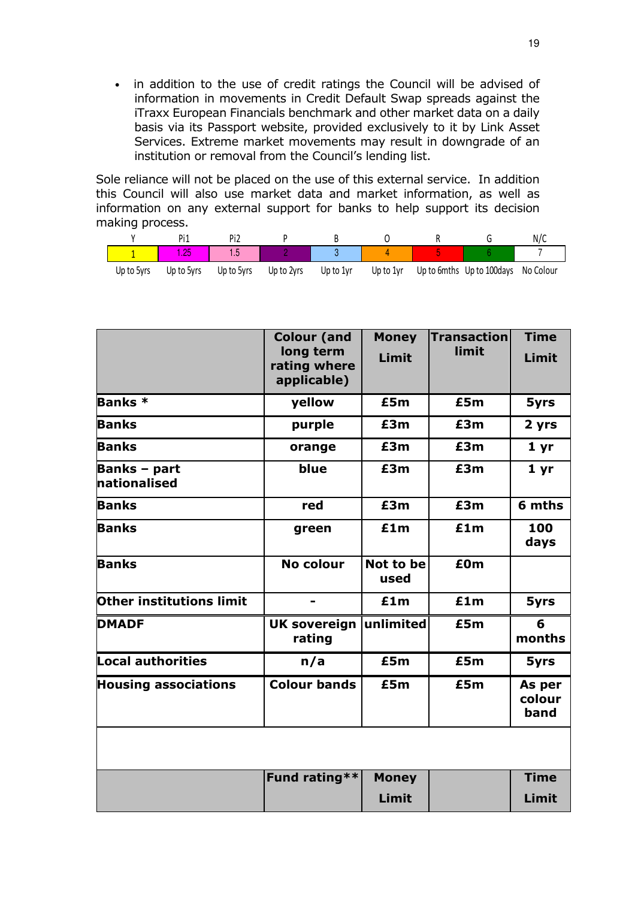- in addition to the use of credit ratings the Council will be advised of information in movements in Credit Default Swap spreads against the iTraxx European Financials benchmark and other market data on a daily basis via its Passport website, provided exclusively to it by Link Asset Services. Extreme market movements may result in downgrade of an institution or removal from the Council's lending list.

Sole reliance will not be placed on the use of this external service. In addition this Council will also use market data and market information, as well as information on any external support for banks to help support its decision making process.

| Y | Pi1 | Pi2 | P | B | O | R | G | N/C |
|---|---|---|---|---|---|---|---|---|
| 1 | 1.25 | 1.5 | 2 | 3 | 4 | 5 | 6 | 7 |
| Up to 5yrs | Up to 5yrs | Up to 5yrs | Up to 2yrs | Up to 1yr | Up to 1yr | Up to 6mths | Up to 100days | No Colour |

| | Colour (and long term rating where applicable) | Money Limit | Transaction limit | Time Limit |
|---|---|---|---|---|
| **Banks *** | yellow | £5m | £5m | 5yrs |
| **Banks** | purple | £3m | £3m | 2 yrs |
| **Banks** | orange | £3m | £3m | 1 yr |
| **Banks – part nationalised** | blue | £3m | £3m | 1 yr |
| **Banks** | red | £3m | £3m | 6 mths |
| **Banks** | green | £1m | £1m | 100 days |
| **Banks** | No colour | Not to be used | £0m | |
| **Other institutions limit** | - | £1m | £1m | 5yrs |
| **DMADF** | UK sovereign rating | unlimited | £5m | 6 months |
| **Local authorities** | n/a | £5m | £5m | 5yrs |
| **Housing associations** | Colour bands | £5m | £5m | As per colour band |
| | | | | |
| | **Fund rating**** | **Money Limit** | | **Time Limit** |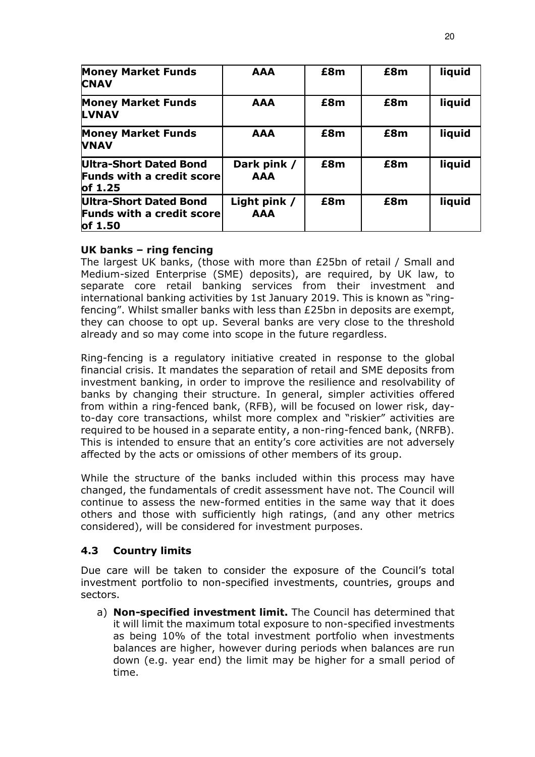| **Money Market Funds CNAV** | **AAA** | **£8m** | **£8m** | **liquid** |
|---|---|---|---|---|
| **Money Market Funds LVNAV** | **AAA** | **£8m** | **£8m** | **liquid** |
| **Money Market Funds VNAV** | **AAA** | **£8m** | **£8m** | **liquid** |
| **Ultra-Short Dated Bond Funds with a credit score of 1.25** | **Dark pink / AAA** | **£8m** | **£8m** | **liquid** |
| **Ultra-Short Dated Bond Funds with a credit score of 1.50** | **Light pink / AAA** | **£8m** | **£8m** | **liquid** |

**UK banks – ring fencing**

The largest UK banks, (those with more than £25bn of retail / Small and Medium-sized Enterprise (SME) deposits), are required, by UK law, to separate core retail banking services from their investment and international banking activities by 1st January 2019. This is known as "ring-fencing". Whilst smaller banks with less than £25bn in deposits are exempt, they can choose to opt up. Several banks are very close to the threshold already and so may come into scope in the future regardless.

Ring-fencing is a regulatory initiative created in response to the global financial crisis. It mandates the separation of retail and SME deposits from investment banking, in order to improve the resilience and resolvability of banks by changing their structure. In general, simpler activities offered from within a ring-fenced bank, (RFB), will be focused on lower risk, day-to-day core transactions, whilst more complex and "riskier" activities are required to be housed in a separate entity, a non-ring-fenced bank, (NRFB). This is intended to ensure that an entity's core activities are not adversely affected by the acts or omissions of other members of its group.

While the structure of the banks included within this process may have changed, the fundamentals of credit assessment have not. The Council will continue to assess the new-formed entities in the same way that it does others and those with sufficiently high ratings, (and any other metrics considered), will be considered for investment purposes.

## 4.3 Country limits

Due care will be taken to consider the exposure of the Council's total investment portfolio to non-specified investments, countries, groups and sectors.

a) **Non-specified investment limit.** The Council has determined that it will limit the maximum total exposure to non-specified investments as being 10% of the total investment portfolio when investments balances are higher, however during periods when balances are run down (e.g. year end) the limit may be higher for a small period of time.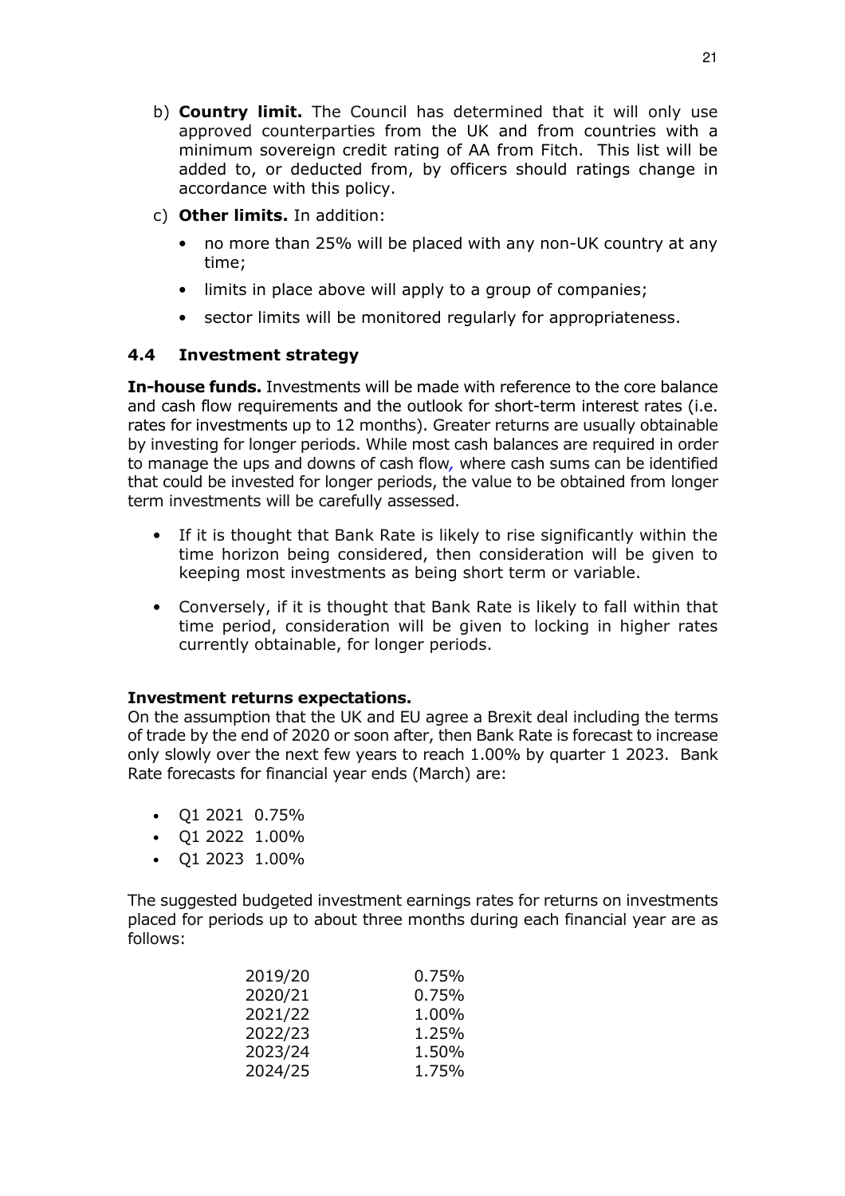b) **Country limit.** The Council has determined that it will only use approved counterparties from the UK and from countries with a minimum sovereign credit rating of AA from Fitch. This list will be added to, or deducted from, by officers should ratings change in accordance with this policy.

c) **Other limits.** In addition:

- no more than 25% will be placed with any non-UK country at any time;
- limits in place above will apply to a group of companies;
- sector limits will be monitored regularly for appropriateness.

### 4.4 Investment strategy

**In-house funds.** Investments will be made with reference to the core balance and cash flow requirements and the outlook for short-term interest rates (i.e. rates for investments up to 12 months). Greater returns are usually obtainable by investing for longer periods. While most cash balances are required in order to manage the ups and downs of cash flow, where cash sums can be identified that could be invested for longer periods, the value to be obtained from longer term investments will be carefully assessed.

- If it is thought that Bank Rate is likely to rise significantly within the time horizon being considered, then consideration will be given to keeping most investments as being short term or variable.
- Conversely, if it is thought that Bank Rate is likely to fall within that time period, consideration will be given to locking in higher rates currently obtainable, for longer periods.

**Investment returns expectations.**
On the assumption that the UK and EU agree a Brexit deal including the terms of trade by the end of 2020 or soon after, then Bank Rate is forecast to increase only slowly over the next few years to reach 1.00% by quarter 1 2023. Bank Rate forecasts for financial year ends (March) are:

- Q1 2021 0.75%
- Q1 2022 1.00%
- Q1 2023 1.00%

The suggested budgeted investment earnings rates for returns on investments placed for periods up to about three months during each financial year are as follows:

| | |
|---|---|
| 2019/20 | 0.75% |
| 2020/21 | 0.75% |
| 2021/22 | 1.00% |
| 2022/23 | 1.25% |
| 2023/24 | 1.50% |
| 2024/25 | 1.75% |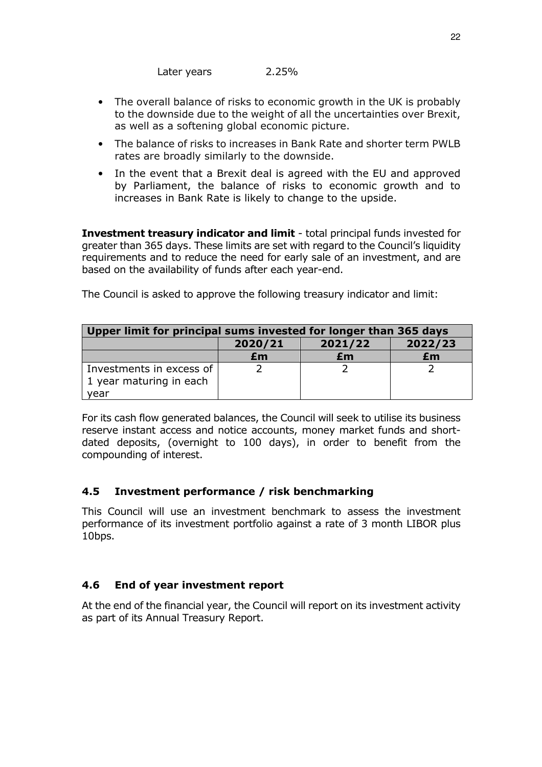Later years 2.25%

- The overall balance of risks to economic growth in the UK is probably to the downside due to the weight of all the uncertainties over Brexit, as well as a softening global economic picture.
- The balance of risks to increases in Bank Rate and shorter term PWLB rates are broadly similarly to the downside.
- In the event that a Brexit deal is agreed with the EU and approved by Parliament, the balance of risks to economic growth and to increases in Bank Rate is likely to change to the upside.

**Investment treasury indicator and limit** - total principal funds invested for greater than 365 days. These limits are set with regard to the Council's liquidity requirements and to reduce the need for early sale of an investment, and are based on the availability of funds after each year-end.

The Council is asked to approve the following treasury indicator and limit:

| Upper limit for principal sums invested for longer than 365 days | | | |
|---|---|---|---|
| | **2020/21** | **2021/22** | **2022/23** |
| | **£m** | **£m** | **£m** |
| Investments in excess of 1 year maturing in each year | 2 | 2 | 2 |

For its cash flow generated balances, the Council will seek to utilise its business reserve instant access and notice accounts, money market funds and short-dated deposits, (overnight to 100 days), in order to benefit from the compounding of interest.

### 4.5 Investment performance / risk benchmarking

This Council will use an investment benchmark to assess the investment performance of its investment portfolio against a rate of 3 month LIBOR plus 10bps.

### 4.6 End of year investment report

At the end of the financial year, the Council will report on its investment activity as part of its Annual Treasury Report.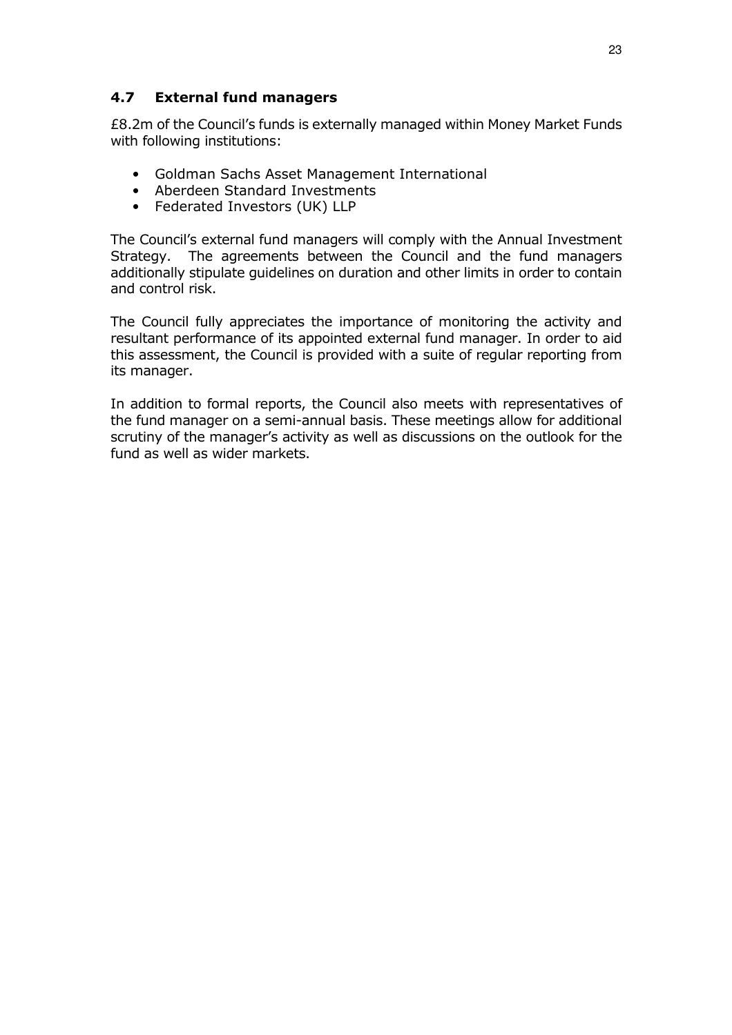## 4.7 External fund managers

£8.2m of the Council's funds is externally managed within Money Market Funds with following institutions:

- Goldman Sachs Asset Management International
- Aberdeen Standard Investments
- Federated Investors (UK) LLP

The Council's external fund managers will comply with the Annual Investment Strategy. The agreements between the Council and the fund managers additionally stipulate guidelines on duration and other limits in order to contain and control risk.

The Council fully appreciates the importance of monitoring the activity and resultant performance of its appointed external fund manager. In order to aid this assessment, the Council is provided with a suite of regular reporting from its manager.

In addition to formal reports, the Council also meets with representatives of the fund manager on a semi-annual basis. These meetings allow for additional scrutiny of the manager's activity as well as discussions on the outlook for the fund as well as wider markets.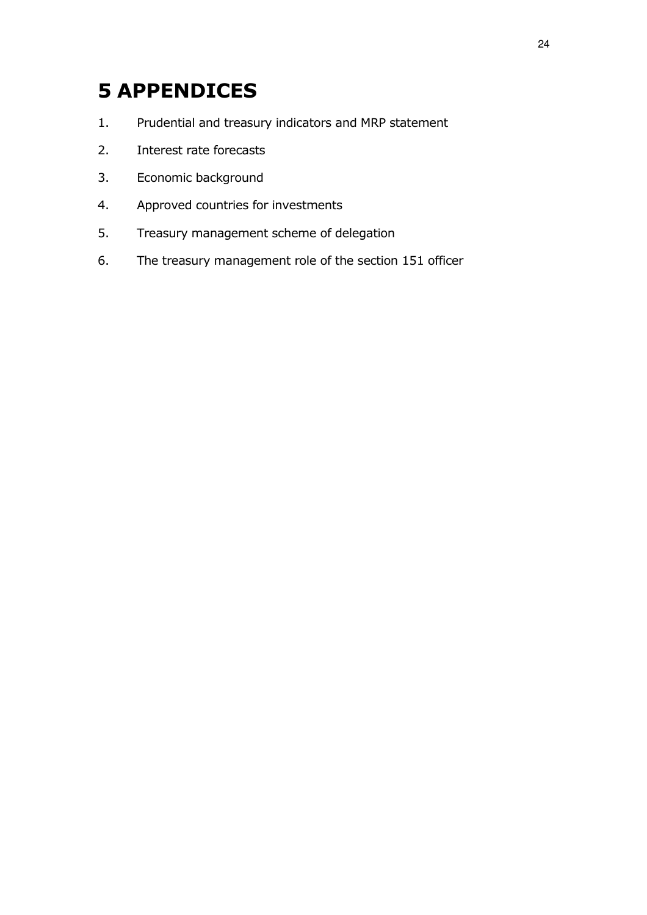# 5 APPENDICES

1. Prudential and treasury indicators and MRP statement
2. Interest rate forecasts
3. Economic background
4. Approved countries for investments
5. Treasury management scheme of delegation
6. The treasury management role of the section 151 officer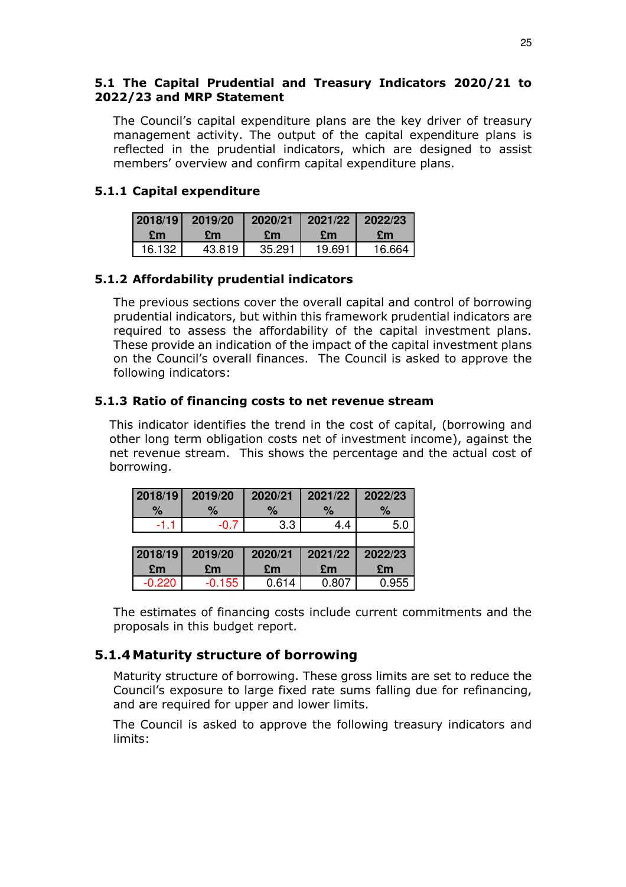### 5.1 The Capital Prudential and Treasury Indicators 2020/21 to 2022/23 and MRP Statement

The Council's capital expenditure plans are the key driver of treasury management activity. The output of the capital expenditure plans is reflected in the prudential indicators, which are designed to assist members' overview and confirm capital expenditure plans.

#### 5.1.1 Capital expenditure

| 2018/19 £m | 2019/20 £m | 2020/21 £m | 2021/22 £m | 2022/23 £m |
|---|---|---|---|---|
| 16.132 | 43.819 | 35.291 | 19.691 | 16.664 |

#### 5.1.2 Affordability prudential indicators

The previous sections cover the overall capital and control of borrowing prudential indicators, but within this framework prudential indicators are required to assess the affordability of the capital investment plans. These provide an indication of the impact of the capital investment plans on the Council's overall finances. The Council is asked to approve the following indicators:

#### 5.1.3 Ratio of financing costs to net revenue stream

This indicator identifies the trend in the cost of capital, (borrowing and other long term obligation costs net of investment income), against the net revenue stream. This shows the percentage and the actual cost of borrowing.

| 2018/19 % | 2019/20 % | 2020/21 % | 2021/22 % | 2022/23 % |
|---|---|---|---|---|
| -1.1 | -0.7 | 3.3 | 4.4 | 5.0 |

| 2018/19 £m | 2019/20 £m | 2020/21 £m | 2021/22 £m | 2022/23 £m |
|---|---|---|---|---|
| -0.220 | -0.155 | 0.614 | 0.807 | 0.955 |

The estimates of financing costs include current commitments and the proposals in this budget report.

#### 5.1.4 Maturity structure of borrowing

Maturity structure of borrowing. These gross limits are set to reduce the Council's exposure to large fixed rate sums falling due for refinancing, and are required for upper and lower limits.

The Council is asked to approve the following treasury indicators and limits: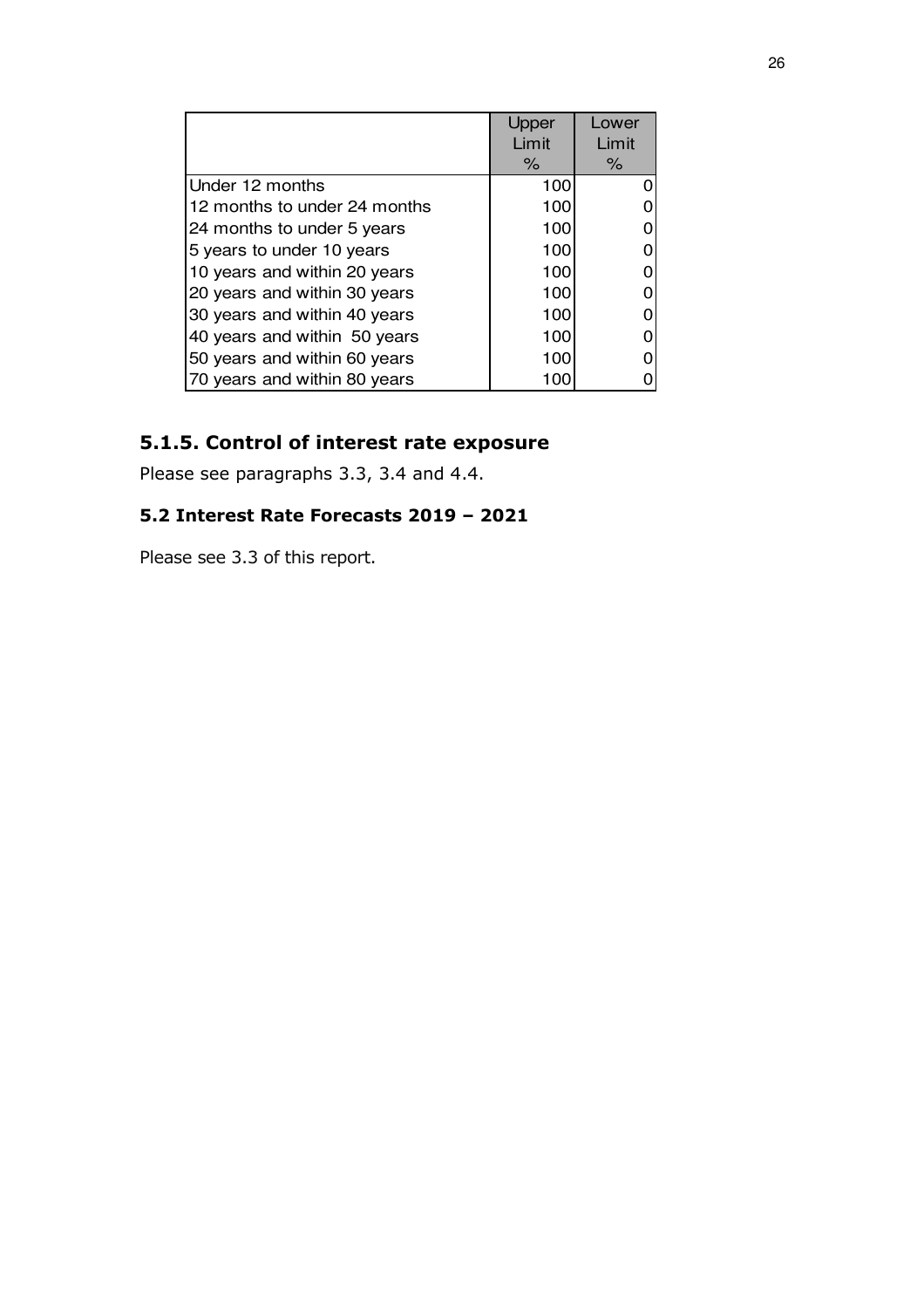| | Upper Limit % | Lower Limit % |
|---|---|---|
| Under 12 months | 100 | 0 |
| 12 months to under 24 months | 100 | 0 |
| 24 months to under 5 years | 100 | 0 |
| 5 years to under 10 years | 100 | 0 |
| 10 years and within 20 years | 100 | 0 |
| 20 years and within 30 years | 100 | 0 |
| 30 years and within 40 years | 100 | 0 |
| 40 years and within 50 years | 100 | 0 |
| 50 years and within 60 years | 100 | 0 |
| 70 years and within 80 years | 100 | 0 |

### 5.1.5. Control of interest rate exposure

Please see paragraphs 3.3, 3.4 and 4.4.

### 5.2 Interest Rate Forecasts 2019 – 2021

Please see 3.3 of this report.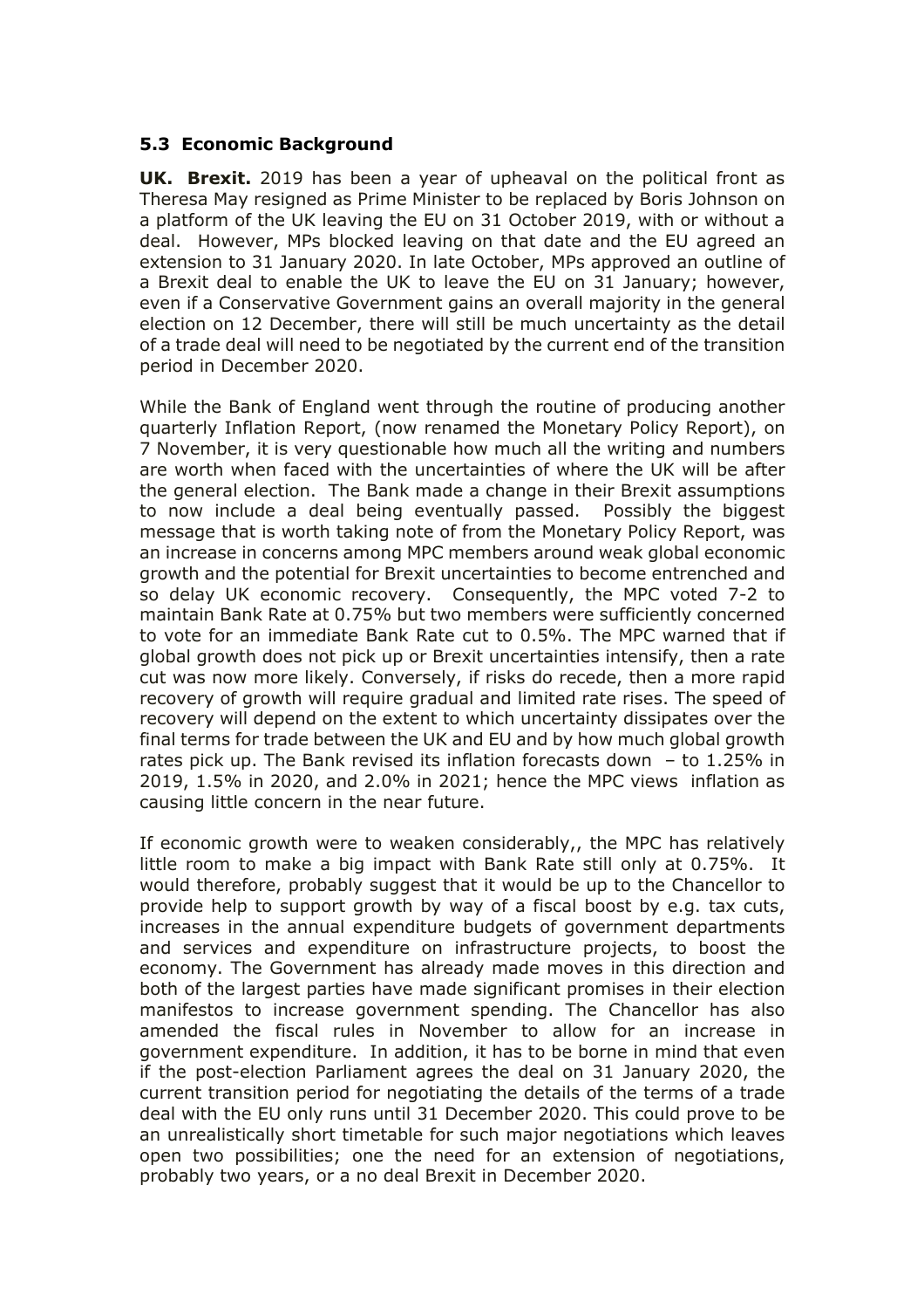### 5.3 Economic Background

**UK. Brexit.** 2019 has been a year of upheaval on the political front as Theresa May resigned as Prime Minister to be replaced by Boris Johnson on a platform of the UK leaving the EU on 31 October 2019, with or without a deal. However, MPs blocked leaving on that date and the EU agreed an extension to 31 January 2020. In late October, MPs approved an outline of a Brexit deal to enable the UK to leave the EU on 31 January; however, even if a Conservative Government gains an overall majority in the general election on 12 December, there will still be much uncertainty as the detail of a trade deal will need to be negotiated by the current end of the transition period in December 2020.

While the Bank of England went through the routine of producing another quarterly Inflation Report, (now renamed the Monetary Policy Report), on 7 November, it is very questionable how much all the writing and numbers are worth when faced with the uncertainties of where the UK will be after the general election. The Bank made a change in their Brexit assumptions to now include a deal being eventually passed. Possibly the biggest message that is worth taking note of from the Monetary Policy Report, was an increase in concerns among MPC members around weak global economic growth and the potential for Brexit uncertainties to become entrenched and so delay UK economic recovery. Consequently, the MPC voted 7-2 to maintain Bank Rate at 0.75% but two members were sufficiently concerned to vote for an immediate Bank Rate cut to 0.5%. The MPC warned that if global growth does not pick up or Brexit uncertainties intensify, then a rate cut was now more likely. Conversely, if risks do recede, then a more rapid recovery of growth will require gradual and limited rate rises. The speed of recovery will depend on the extent to which uncertainty dissipates over the final terms for trade between the UK and EU and by how much global growth rates pick up. The Bank revised its inflation forecasts down – to 1.25% in 2019, 1.5% in 2020, and 2.0% in 2021; hence the MPC views inflation as causing little concern in the near future.

If economic growth were to weaken considerably,, the MPC has relatively little room to make a big impact with Bank Rate still only at 0.75%. It would therefore, probably suggest that it would be up to the Chancellor to provide help to support growth by way of a fiscal boost by e.g. tax cuts, increases in the annual expenditure budgets of government departments and services and expenditure on infrastructure projects, to boost the economy. The Government has already made moves in this direction and both of the largest parties have made significant promises in their election manifestos to increase government spending. The Chancellor has also amended the fiscal rules in November to allow for an increase in government expenditure. In addition, it has to be borne in mind that even if the post-election Parliament agrees the deal on 31 January 2020, the current transition period for negotiating the details of the terms of a trade deal with the EU only runs until 31 December 2020. This could prove to be an unrealistically short timetable for such major negotiations which leaves open two possibilities; one the need for an extension of negotiations, probably two years, or a no deal Brexit in December 2020.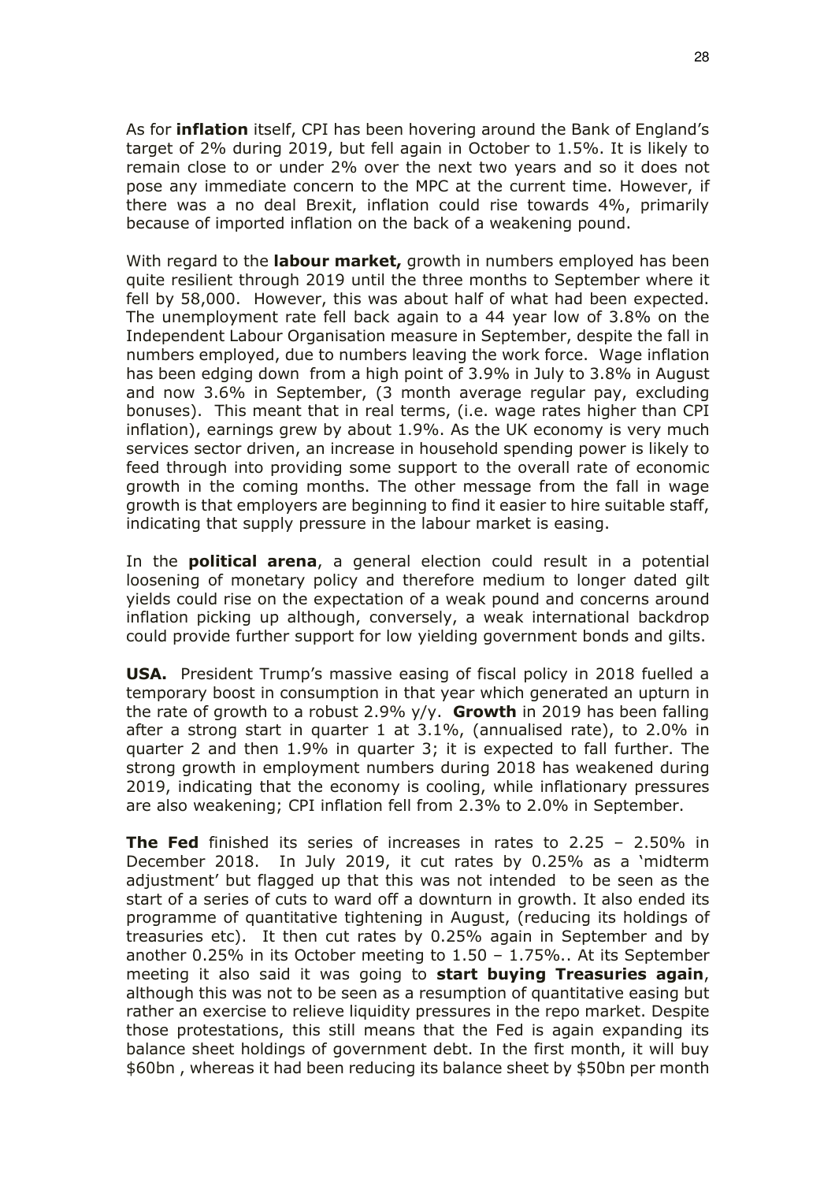As for **inflation** itself, CPI has been hovering around the Bank of England's target of 2% during 2019, but fell again in October to 1.5%. It is likely to remain close to or under 2% over the next two years and so it does not pose any immediate concern to the MPC at the current time. However, if there was a no deal Brexit, inflation could rise towards 4%, primarily because of imported inflation on the back of a weakening pound.

With regard to the **labour market,** growth in numbers employed has been quite resilient through 2019 until the three months to September where it fell by 58,000. However, this was about half of what had been expected. The unemployment rate fell back again to a 44 year low of 3.8% on the Independent Labour Organisation measure in September, despite the fall in numbers employed, due to numbers leaving the work force. Wage inflation has been edging down from a high point of 3.9% in July to 3.8% in August and now 3.6% in September, (3 month average regular pay, excluding bonuses). This meant that in real terms, (i.e. wage rates higher than CPI inflation), earnings grew by about 1.9%. As the UK economy is very much services sector driven, an increase in household spending power is likely to feed through into providing some support to the overall rate of economic growth in the coming months. The other message from the fall in wage growth is that employers are beginning to find it easier to hire suitable staff, indicating that supply pressure in the labour market is easing.

In the **political arena**, a general election could result in a potential loosening of monetary policy and therefore medium to longer dated gilt yields could rise on the expectation of a weak pound and concerns around inflation picking up although, conversely, a weak international backdrop could provide further support for low yielding government bonds and gilts.

**USA.** President Trump's massive easing of fiscal policy in 2018 fuelled a temporary boost in consumption in that year which generated an upturn in the rate of growth to a robust 2.9% y/y. **Growth** in 2019 has been falling after a strong start in quarter 1 at 3.1%, (annualised rate), to 2.0% in quarter 2 and then 1.9% in quarter 3; it is expected to fall further. The strong growth in employment numbers during 2018 has weakened during 2019, indicating that the economy is cooling, while inflationary pressures are also weakening; CPI inflation fell from 2.3% to 2.0% in September.

**The Fed** finished its series of increases in rates to 2.25 – 2.50% in December 2018. In July 2019, it cut rates by 0.25% as a 'midterm adjustment' but flagged up that this was not intended to be seen as the start of a series of cuts to ward off a downturn in growth. It also ended its programme of quantitative tightening in August, (reducing its holdings of treasuries etc). It then cut rates by 0.25% again in September and by another 0.25% in its October meeting to 1.50 – 1.75%.. At its September meeting it also said it was going to **start buying Treasuries again**, although this was not to be seen as a resumption of quantitative easing but rather an exercise to relieve liquidity pressures in the repo market. Despite those protestations, this still means that the Fed is again expanding its balance sheet holdings of government debt. In the first month, it will buy $60bn , whereas it had been reducing its balance sheet by $50bn per month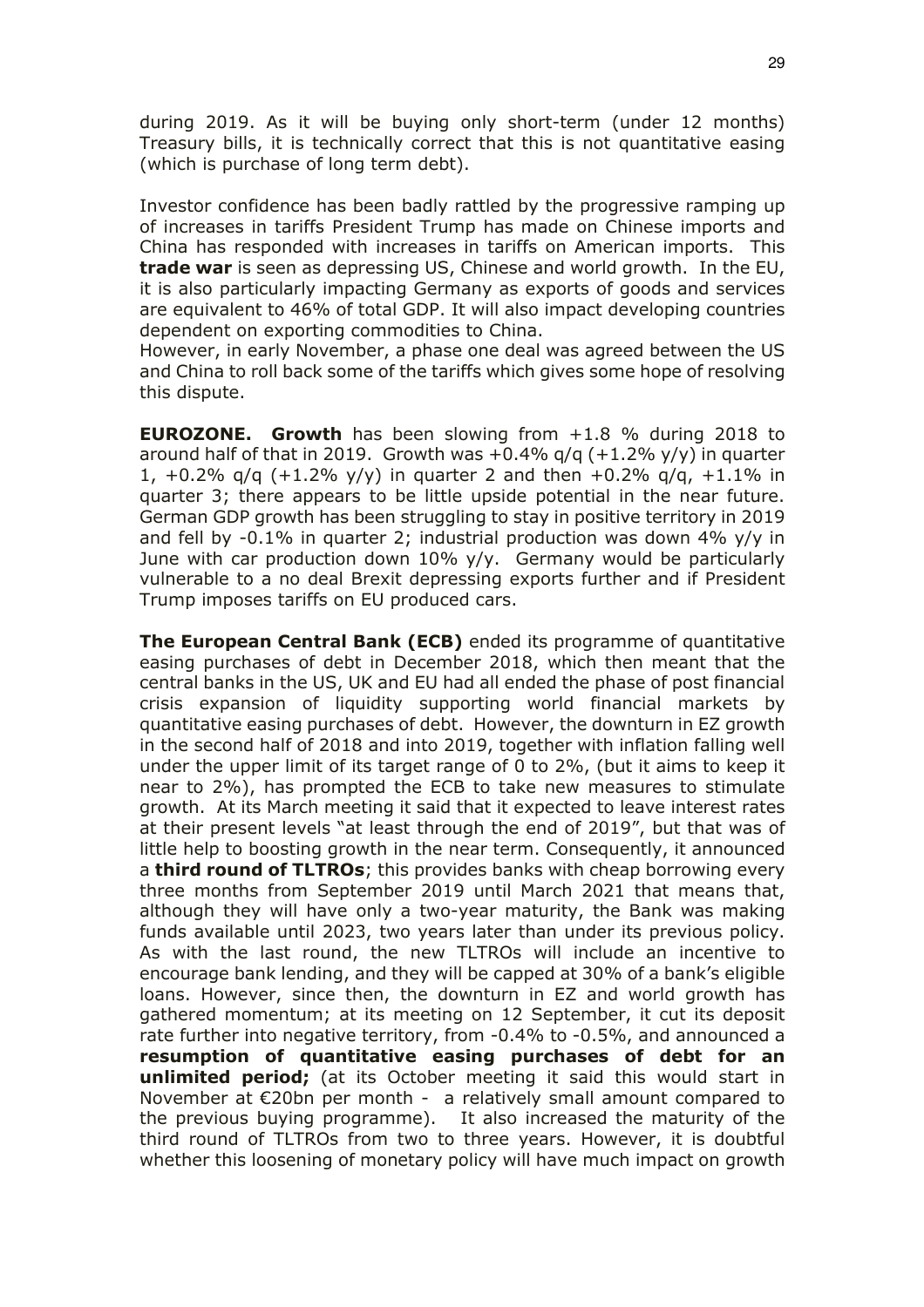during 2019. As it will be buying only short-term (under 12 months) Treasury bills, it is technically correct that this is not quantitative easing (which is purchase of long term debt).

Investor confidence has been badly rattled by the progressive ramping up of increases in tariffs President Trump has made on Chinese imports and China has responded with increases in tariffs on American imports. This **trade war** is seen as depressing US, Chinese and world growth. In the EU, it is also particularly impacting Germany as exports of goods and services are equivalent to 46% of total GDP. It will also impact developing countries dependent on exporting commodities to China.
However, in early November, a phase one deal was agreed between the US and China to roll back some of the tariffs which gives some hope of resolving this dispute.

**EUROZONE.** **Growth** has been slowing from +1.8 % during 2018 to around half of that in 2019. Growth was +0.4% q/q (+1.2% y/y) in quarter 1, +0.2% q/q (+1.2% y/y) in quarter 2 and then +0.2% q/q, +1.1% in quarter 3; there appears to be little upside potential in the near future. German GDP growth has been struggling to stay in positive territory in 2019 and fell by -0.1% in quarter 2; industrial production was down 4% y/y in June with car production down 10% y/y. Germany would be particularly vulnerable to a no deal Brexit depressing exports further and if President Trump imposes tariffs on EU produced cars.

**The European Central Bank (ECB)** ended its programme of quantitative easing purchases of debt in December 2018, which then meant that the central banks in the US, UK and EU had all ended the phase of post financial crisis expansion of liquidity supporting world financial markets by quantitative easing purchases of debt. However, the downturn in EZ growth in the second half of 2018 and into 2019, together with inflation falling well under the upper limit of its target range of 0 to 2%, (but it aims to keep it near to 2%), has prompted the ECB to take new measures to stimulate growth. At its March meeting it said that it expected to leave interest rates at their present levels "at least through the end of 2019", but that was of little help to boosting growth in the near term. Consequently, it announced a **third round of TLTROs**; this provides banks with cheap borrowing every three months from September 2019 until March 2021 that means that, although they will have only a two-year maturity, the Bank was making funds available until 2023, two years later than under its previous policy. As with the last round, the new TLTROs will include an incentive to encourage bank lending, and they will be capped at 30% of a bank's eligible loans. However, since then, the downturn in EZ and world growth has gathered momentum; at its meeting on 12 September, it cut its deposit rate further into negative territory, from -0.4% to -0.5%, and announced a **resumption of quantitative easing purchases of debt for an unlimited period;** (at its October meeting it said this would start in November at €20bn per month - a relatively small amount compared to the previous buying programme). It also increased the maturity of the third round of TLTROs from two to three years. However, it is doubtful whether this loosening of monetary policy will have much impact on growth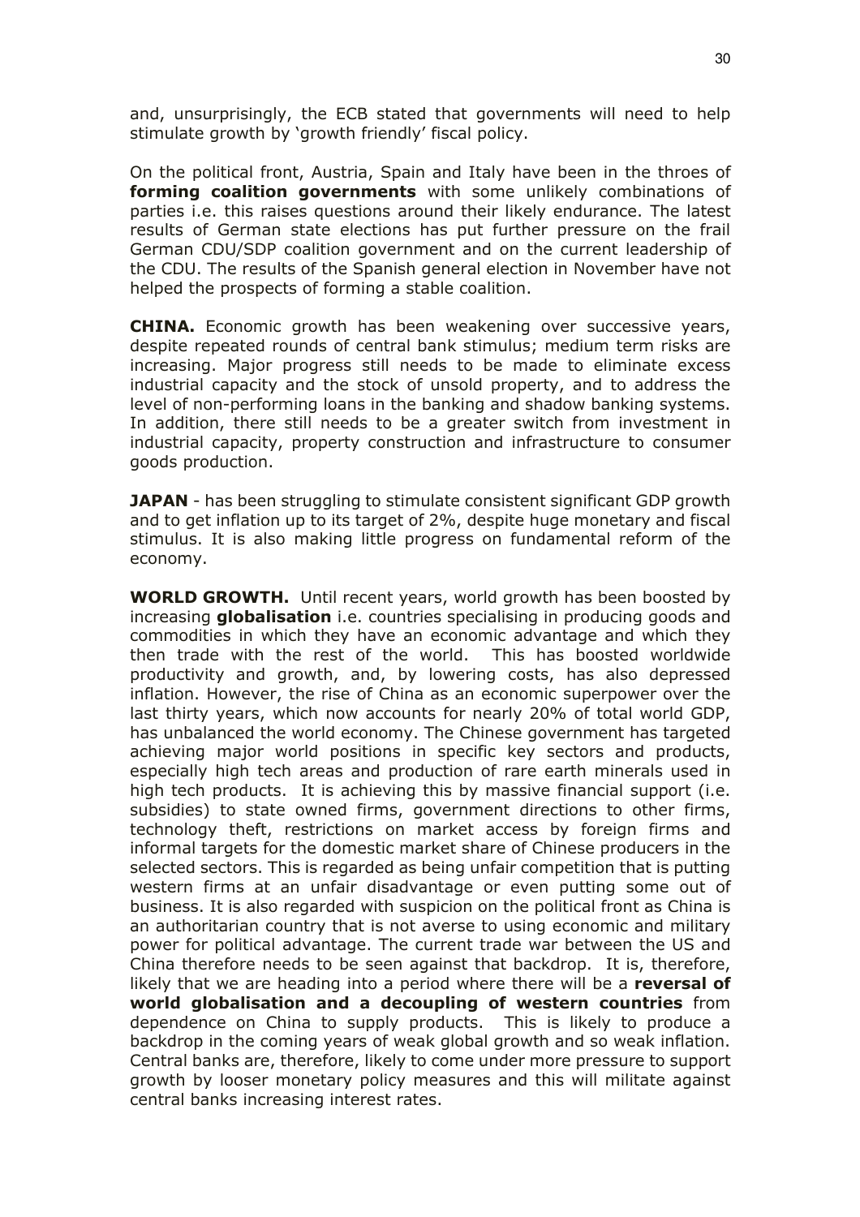and, unsurprisingly, the ECB stated that governments will need to help stimulate growth by 'growth friendly' fiscal policy.

On the political front, Austria, Spain and Italy have been in the throes of **forming coalition governments** with some unlikely combinations of parties i.e. this raises questions around their likely endurance. The latest results of German state elections has put further pressure on the frail German CDU/SDP coalition government and on the current leadership of the CDU. The results of the Spanish general election in November have not helped the prospects of forming a stable coalition.

**CHINA.** Economic growth has been weakening over successive years, despite repeated rounds of central bank stimulus; medium term risks are increasing. Major progress still needs to be made to eliminate excess industrial capacity and the stock of unsold property, and to address the level of non-performing loans in the banking and shadow banking systems. In addition, there still needs to be a greater switch from investment in industrial capacity, property construction and infrastructure to consumer goods production.

**JAPAN** - has been struggling to stimulate consistent significant GDP growth and to get inflation up to its target of 2%, despite huge monetary and fiscal stimulus. It is also making little progress on fundamental reform of the economy.

**WORLD GROWTH.** Until recent years, world growth has been boosted by increasing **globalisation** i.e. countries specialising in producing goods and commodities in which they have an economic advantage and which they then trade with the rest of the world. This has boosted worldwide productivity and growth, and, by lowering costs, has also depressed inflation. However, the rise of China as an economic superpower over the last thirty years, which now accounts for nearly 20% of total world GDP, has unbalanced the world economy. The Chinese government has targeted achieving major world positions in specific key sectors and products, especially high tech areas and production of rare earth minerals used in high tech products. It is achieving this by massive financial support (i.e. subsidies) to state owned firms, government directions to other firms, technology theft, restrictions on market access by foreign firms and informal targets for the domestic market share of Chinese producers in the selected sectors. This is regarded as being unfair competition that is putting western firms at an unfair disadvantage or even putting some out of business. It is also regarded with suspicion on the political front as China is an authoritarian country that is not averse to using economic and military power for political advantage. The current trade war between the US and China therefore needs to be seen against that backdrop. It is, therefore, likely that we are heading into a period where there will be a **reversal of world globalisation and a decoupling of western countries** from dependence on China to supply products. This is likely to produce a backdrop in the coming years of weak global growth and so weak inflation. Central banks are, therefore, likely to come under more pressure to support growth by looser monetary policy measures and this will militate against central banks increasing interest rates.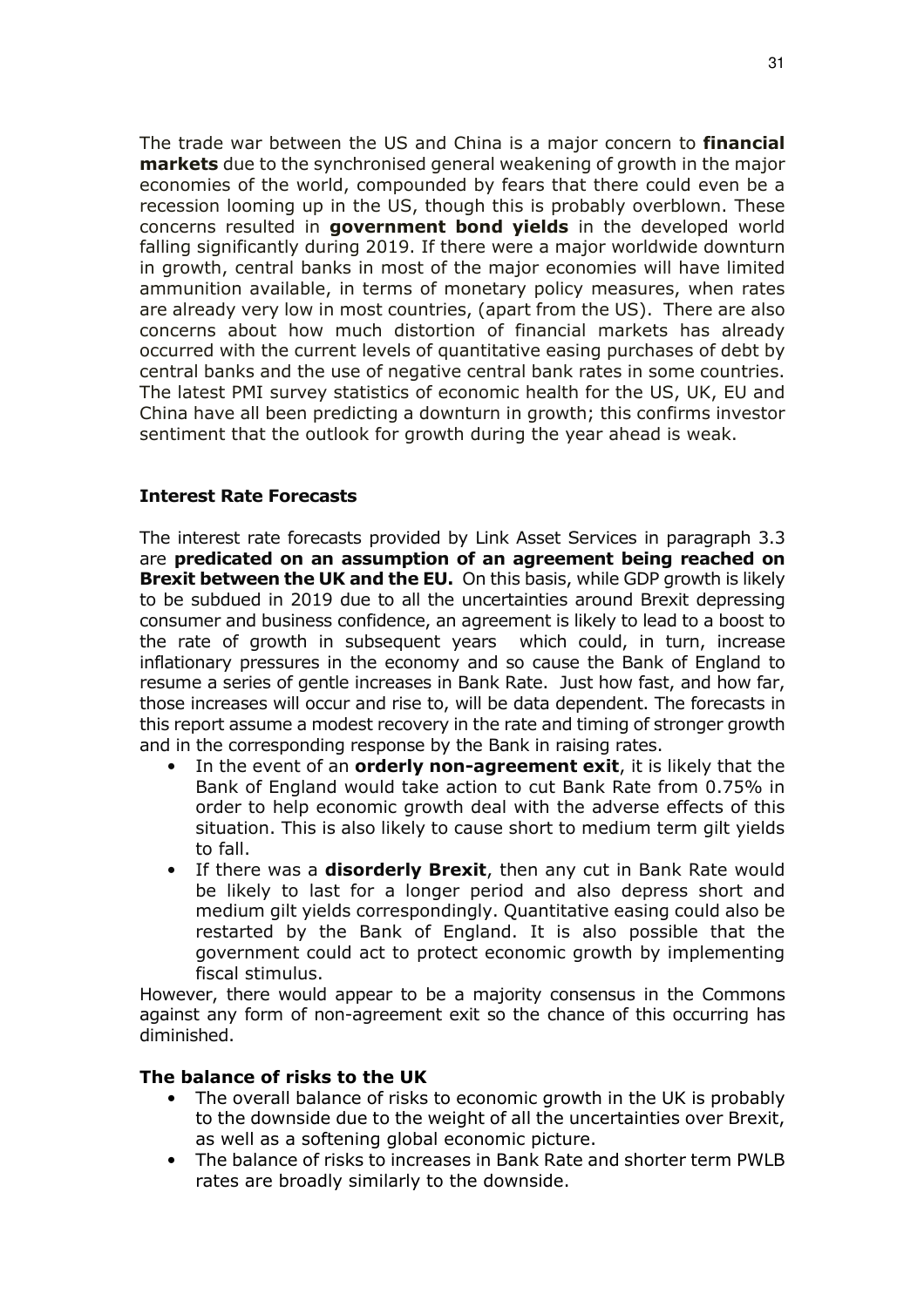The trade war between the US and China is a major concern to **financial markets** due to the synchronised general weakening of growth in the major economies of the world, compounded by fears that there could even be a recession looming up in the US, though this is probably overblown. These concerns resulted in **government bond yields** in the developed world falling significantly during 2019. If there were a major worldwide downturn in growth, central banks in most of the major economies will have limited ammunition available, in terms of monetary policy measures, when rates are already very low in most countries, (apart from the US). There are also concerns about how much distortion of financial markets has already occurred with the current levels of quantitative easing purchases of debt by central banks and the use of negative central bank rates in some countries. The latest PMI survey statistics of economic health for the US, UK, EU and China have all been predicting a downturn in growth; this confirms investor sentiment that the outlook for growth during the year ahead is weak.

### Interest Rate Forecasts

The interest rate forecasts provided by Link Asset Services in paragraph 3.3 are **predicated on an assumption of an agreement being reached on Brexit between the UK and the EU.** On this basis, while GDP growth is likely to be subdued in 2019 due to all the uncertainties around Brexit depressing consumer and business confidence, an agreement is likely to lead to a boost to the rate of growth in subsequent years which could, in turn, increase inflationary pressures in the economy and so cause the Bank of England to resume a series of gentle increases in Bank Rate. Just how fast, and how far, those increases will occur and rise to, will be data dependent. The forecasts in this report assume a modest recovery in the rate and timing of stronger growth and in the corresponding response by the Bank in raising rates.

- In the event of an **orderly non-agreement exit**, it is likely that the Bank of England would take action to cut Bank Rate from 0.75% in order to help economic growth deal with the adverse effects of this situation. This is also likely to cause short to medium term gilt yields to fall.
- If there was a **disorderly Brexit**, then any cut in Bank Rate would be likely to last for a longer period and also depress short and medium gilt yields correspondingly. Quantitative easing could also be restarted by the Bank of England. It is also possible that the government could act to protect economic growth by implementing fiscal stimulus.

However, there would appear to be a majority consensus in the Commons against any form of non-agreement exit so the chance of this occurring has diminished.

### The balance of risks to the UK

- The overall balance of risks to economic growth in the UK is probably to the downside due to the weight of all the uncertainties over Brexit, as well as a softening global economic picture.
- The balance of risks to increases in Bank Rate and shorter term PWLB rates are broadly similarly to the downside.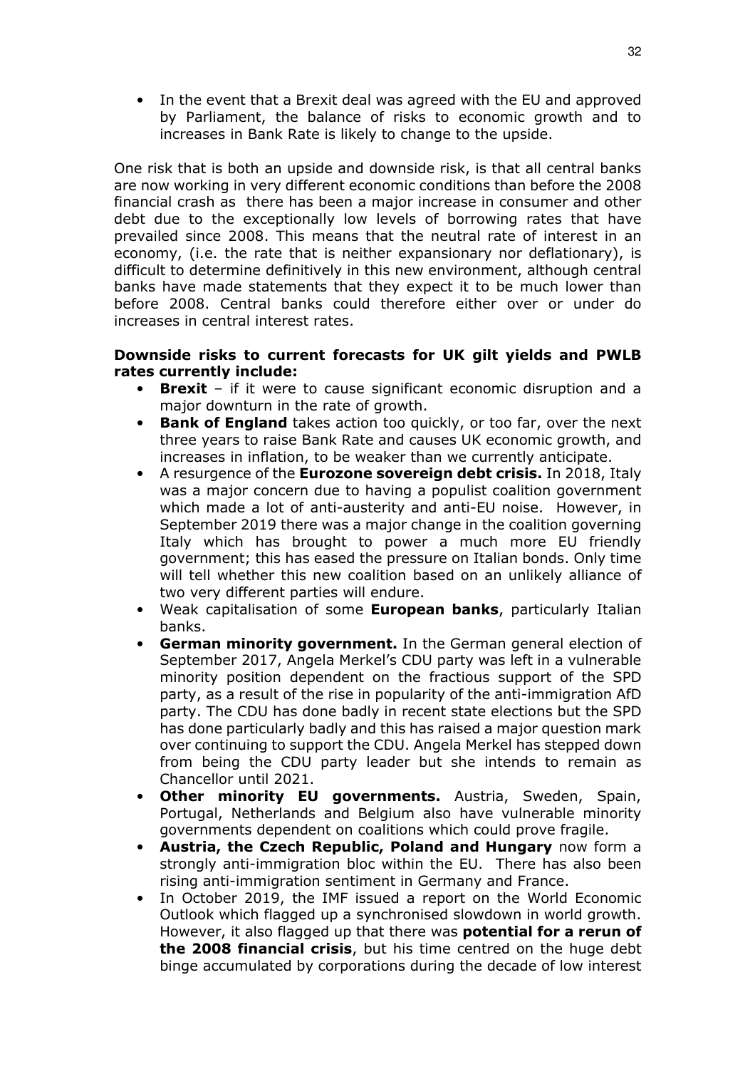- In the event that a Brexit deal was agreed with the EU and approved by Parliament, the balance of risks to economic growth and to increases in Bank Rate is likely to change to the upside.

One risk that is both an upside and downside risk, is that all central banks are now working in very different economic conditions than before the 2008 financial crash as there has been a major increase in consumer and other debt due to the exceptionally low levels of borrowing rates that have prevailed since 2008. This means that the neutral rate of interest in an economy, (i.e. the rate that is neither expansionary nor deflationary), is difficult to determine definitively in this new environment, although central banks have made statements that they expect it to be much lower than before 2008. Central banks could therefore either over or under do increases in central interest rates.

**Downside risks to current forecasts for UK gilt yields and PWLB rates currently include:**

- **Brexit** – if it were to cause significant economic disruption and a major downturn in the rate of growth.
- **Bank of England** takes action too quickly, or too far, over the next three years to raise Bank Rate and causes UK economic growth, and increases in inflation, to be weaker than we currently anticipate.
- A resurgence of the **Eurozone sovereign debt crisis.** In 2018, Italy was a major concern due to having a populist coalition government which made a lot of anti-austerity and anti-EU noise. However, in September 2019 there was a major change in the coalition governing Italy which has brought to power a much more EU friendly government; this has eased the pressure on Italian bonds. Only time will tell whether this new coalition based on an unlikely alliance of two very different parties will endure.
- Weak capitalisation of some **European banks**, particularly Italian banks.
- **German minority government.** In the German general election of September 2017, Angela Merkel's CDU party was left in a vulnerable minority position dependent on the fractious support of the SPD party, as a result of the rise in popularity of the anti-immigration AfD party. The CDU has done badly in recent state elections but the SPD has done particularly badly and this has raised a major question mark over continuing to support the CDU. Angela Merkel has stepped down from being the CDU party leader but she intends to remain as Chancellor until 2021.
- **Other minority EU governments.** Austria, Sweden, Spain, Portugal, Netherlands and Belgium also have vulnerable minority governments dependent on coalitions which could prove fragile.
- **Austria, the Czech Republic, Poland and Hungary** now form a strongly anti-immigration bloc within the EU. There has also been rising anti-immigration sentiment in Germany and France.
- In October 2019, the IMF issued a report on the World Economic Outlook which flagged up a synchronised slowdown in world growth. However, it also flagged up that there was **potential for a rerun of the 2008 financial crisis**, but his time centred on the huge debt binge accumulated by corporations during the decade of low interest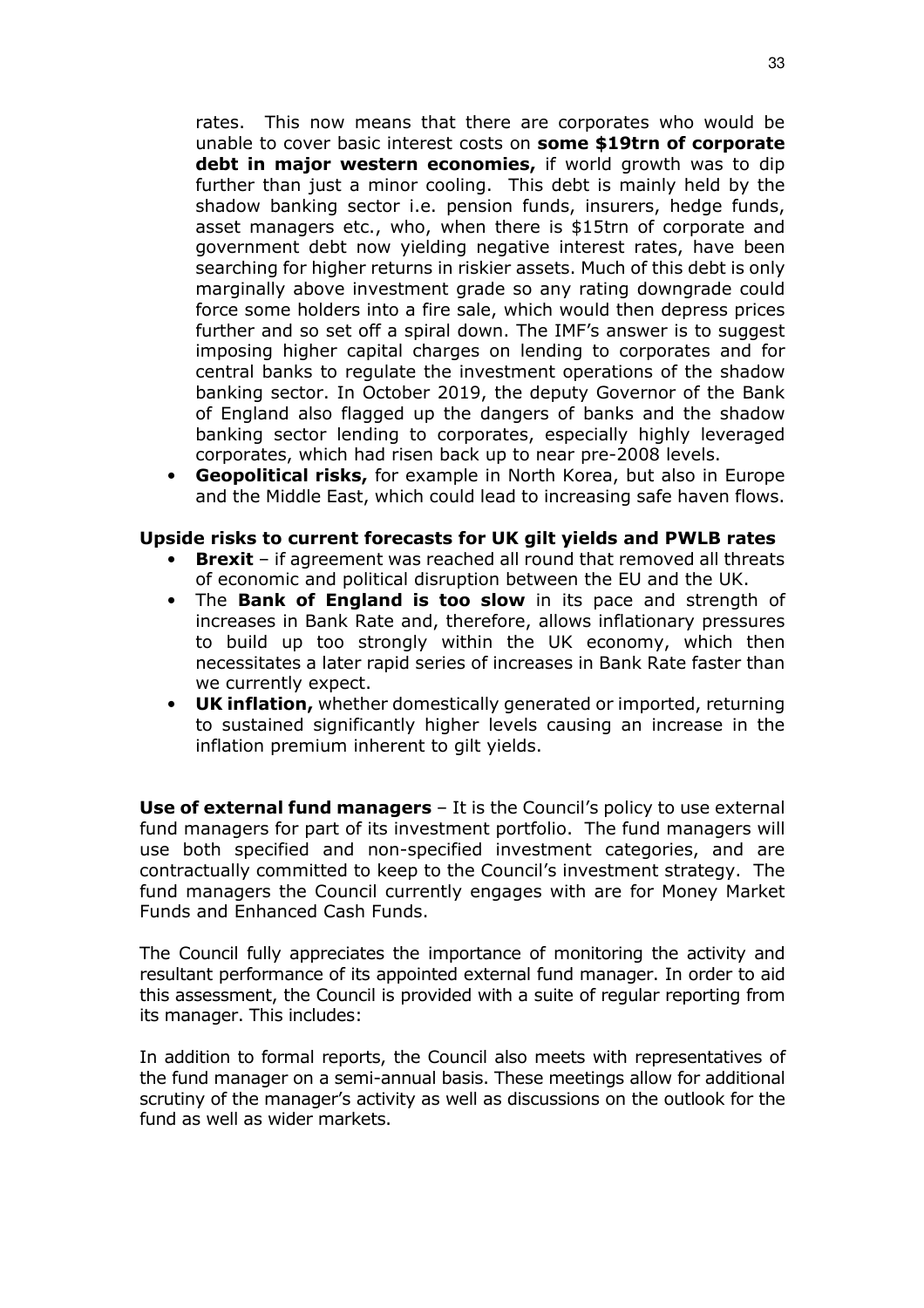rates. This now means that there are corporates who would be unable to cover basic interest costs on **some $19trn of corporate debt in major western economies,** if world growth was to dip further than just a minor cooling. This debt is mainly held by the shadow banking sector i.e. pension funds, insurers, hedge funds, asset managers etc., who, when there is $15trn of corporate and government debt now yielding negative interest rates, have been searching for higher returns in riskier assets. Much of this debt is only marginally above investment grade so any rating downgrade could force some holders into a fire sale, which would then depress prices further and so set off a spiral down. The IMF's answer is to suggest imposing higher capital charges on lending to corporates and for central banks to regulate the investment operations of the shadow banking sector. In October 2019, the deputy Governor of the Bank of England also flagged up the dangers of banks and the shadow banking sector lending to corporates, especially highly leveraged corporates, which had risen back up to near pre-2008 levels.

- **Geopolitical risks,** for example in North Korea, but also in Europe and the Middle East, which could lead to increasing safe haven flows.

**Upside risks to current forecasts for UK gilt yields and PWLB rates**

- **Brexit** – if agreement was reached all round that removed all threats of economic and political disruption between the EU and the UK.
- The **Bank of England is too slow** in its pace and strength of increases in Bank Rate and, therefore, allows inflationary pressures to build up too strongly within the UK economy, which then necessitates a later rapid series of increases in Bank Rate faster than we currently expect.
- **UK inflation,** whether domestically generated or imported, returning to sustained significantly higher levels causing an increase in the inflation premium inherent to gilt yields.

**Use of external fund managers** – It is the Council's policy to use external fund managers for part of its investment portfolio. The fund managers will use both specified and non-specified investment categories, and are contractually committed to keep to the Council's investment strategy. The fund managers the Council currently engages with are for Money Market Funds and Enhanced Cash Funds.

The Council fully appreciates the importance of monitoring the activity and resultant performance of its appointed external fund manager. In order to aid this assessment, the Council is provided with a suite of regular reporting from its manager. This includes:

In addition to formal reports, the Council also meets with representatives of the fund manager on a semi-annual basis. These meetings allow for additional scrutiny of the manager's activity as well as discussions on the outlook for the fund as well as wider markets.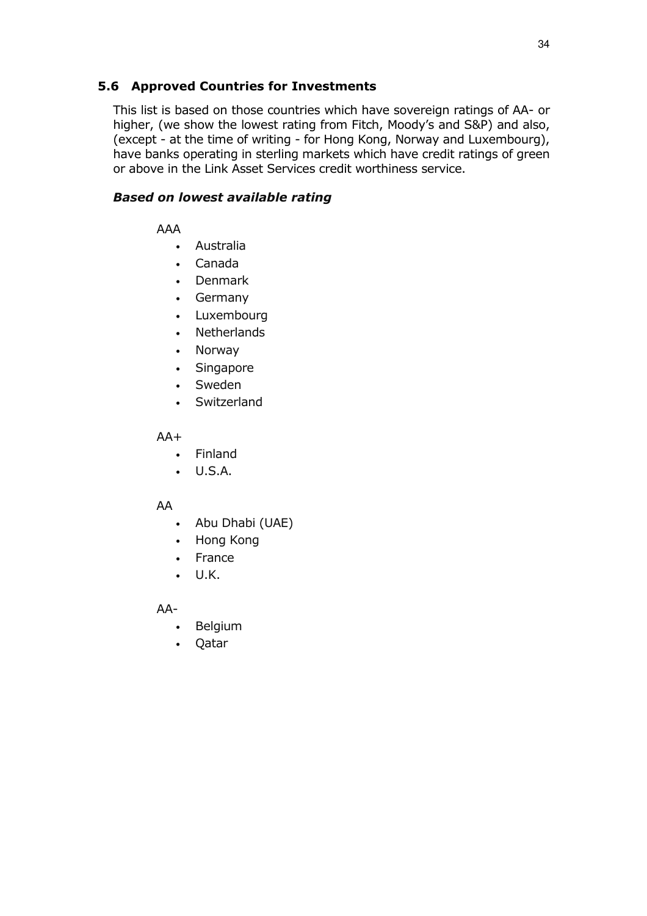## 5.6 Approved Countries for Investments

This list is based on those countries which have sovereign ratings of AA- or higher, (we show the lowest rating from Fitch, Moody's and S&P) and also, (except - at the time of writing - for Hong Kong, Norway and Luxembourg), have banks operating in sterling markets which have credit ratings of green or above in the Link Asset Services credit worthiness service.

### *Based on lowest available rating*

AAA

- Australia
- Canada
- Denmark
- Germany
- Luxembourg
- Netherlands
- Norway
- Singapore
- Sweden
- Switzerland

AA+

- Finland
- U.S.A.

AA

- Abu Dhabi (UAE)
- Hong Kong
- France
- U.K.

AA-

- Belgium
- Qatar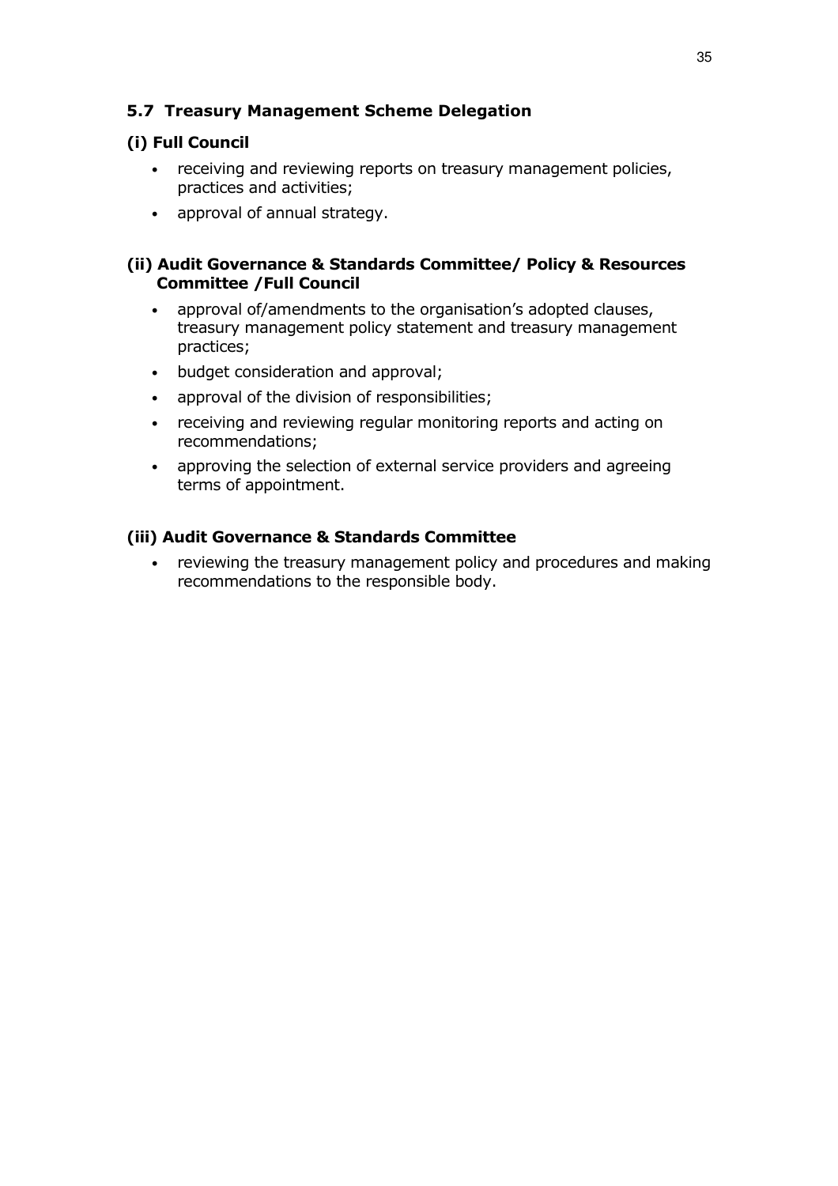## 5.7 Treasury Management Scheme Delegation

### (i) Full Council

- receiving and reviewing reports on treasury management policies, practices and activities;
- approval of annual strategy.

### (ii) Audit Governance & Standards Committee/ Policy & Resources Committee /Full Council

- approval of/amendments to the organisation's adopted clauses, treasury management policy statement and treasury management practices;
- budget consideration and approval;
- approval of the division of responsibilities;
- receiving and reviewing regular monitoring reports and acting on recommendations;
- approving the selection of external service providers and agreeing terms of appointment.

### (iii) Audit Governance & Standards Committee

- reviewing the treasury management policy and procedures and making recommendations to the responsible body.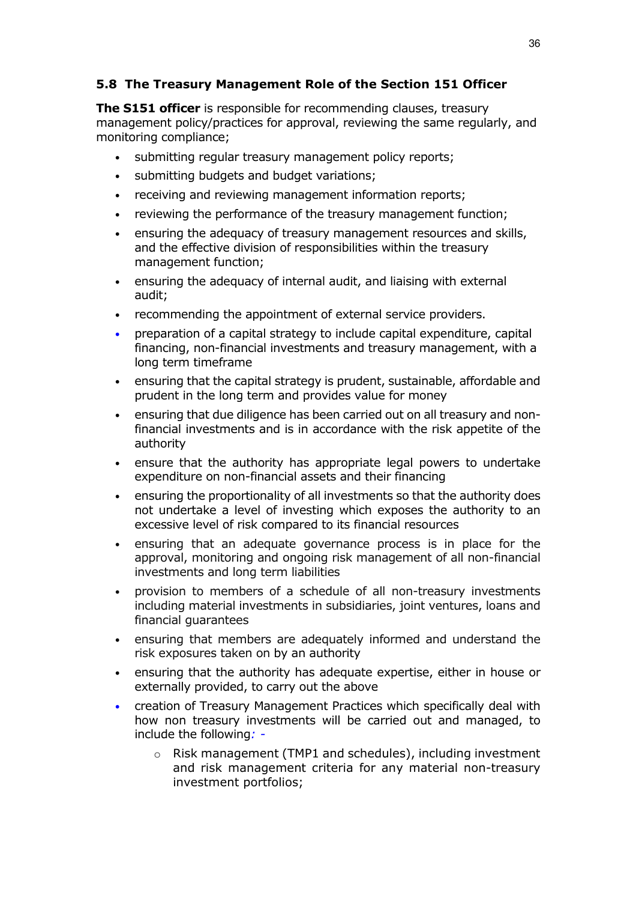## 5.8 The Treasury Management Role of the Section 151 Officer

**The S151 officer** is responsible for recommending clauses, treasury management policy/practices for approval, reviewing the same regularly, and monitoring compliance;

- submitting regular treasury management policy reports;
- submitting budgets and budget variations;
- receiving and reviewing management information reports;
- reviewing the performance of the treasury management function;
- ensuring the adequacy of treasury management resources and skills, and the effective division of responsibilities within the treasury management function;
- ensuring the adequacy of internal audit, and liaising with external audit;
- recommending the appointment of external service providers.
- preparation of a capital strategy to include capital expenditure, capital financing, non-financial investments and treasury management, with a long term timeframe
- ensuring that the capital strategy is prudent, sustainable, affordable and prudent in the long term and provides value for money
- ensuring that due diligence has been carried out on all treasury and non-financial investments and is in accordance with the risk appetite of the authority
- ensure that the authority has appropriate legal powers to undertake expenditure on non-financial assets and their financing
- ensuring the proportionality of all investments so that the authority does not undertake a level of investing which exposes the authority to an excessive level of risk compared to its financial resources
- ensuring that an adequate governance process is in place for the approval, monitoring and ongoing risk management of all non-financial investments and long term liabilities
- provision to members of a schedule of all non-treasury investments including material investments in subsidiaries, joint ventures, loans and financial guarantees
- ensuring that members are adequately informed and understand the risk exposures taken on by an authority
- ensuring that the authority has adequate expertise, either in house or externally provided, to carry out the above
- creation of Treasury Management Practices which specifically deal with how non treasury investments will be carried out and managed, to include the following: -
    - Risk management (TMP1 and schedules), including investment and risk management criteria for any material non-treasury investment portfolios;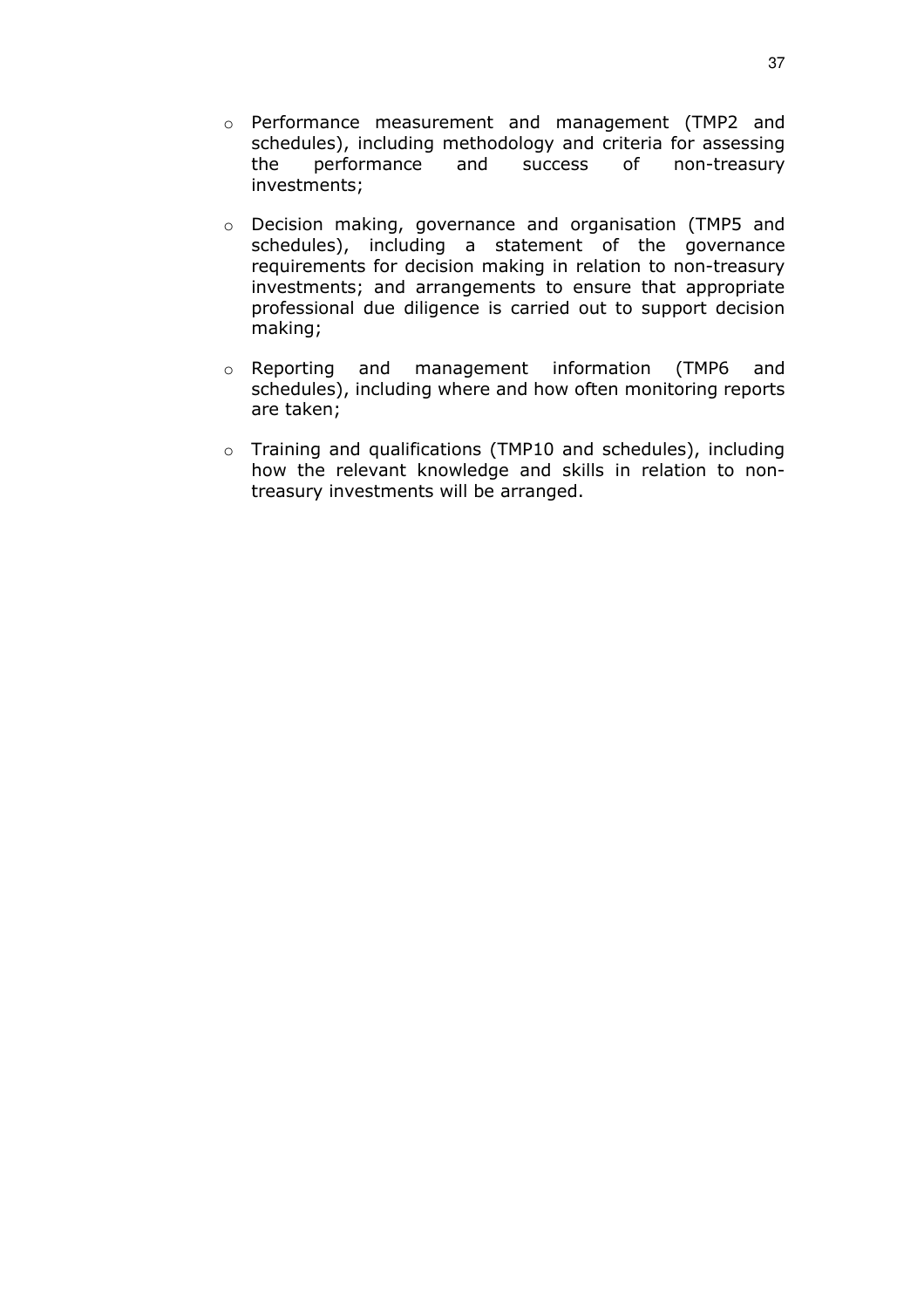- Performance measurement and management (TMP2 and schedules), including methodology and criteria for assessing the performance and success of non-treasury investments;

- Decision making, governance and organisation (TMP5 and schedules), including a statement of the governance requirements for decision making in relation to non-treasury investments; and arrangements to ensure that appropriate professional due diligence is carried out to support decision making;

- Reporting and management information (TMP6 and schedules), including where and how often monitoring reports are taken;

- Training and qualifications (TMP10 and schedules), including how the relevant knowledge and skills in relation to non-treasury investments will be arranged.